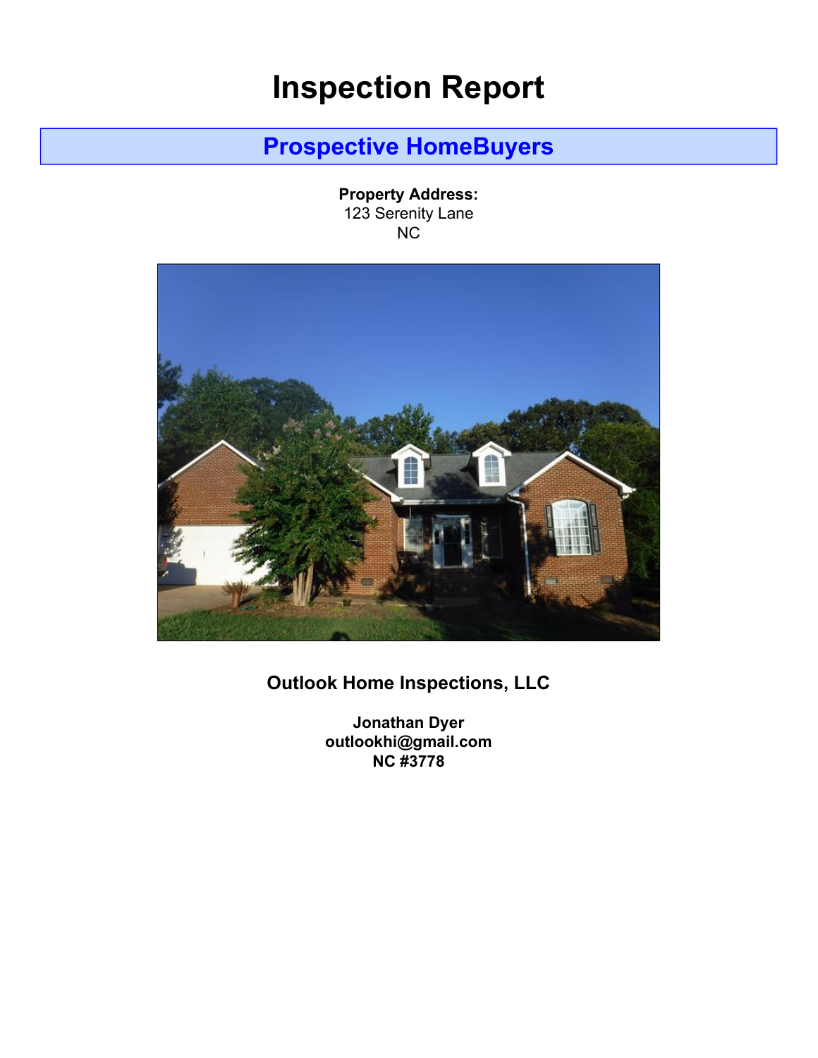# Inspection Report

## Prospective HomeBuyers

**Property Address:**
123 Serenity Lane
NC

### Outlook Home Inspections, LLC

**Jonathan Dyer**
**outlookhi@gmail.com**
**NC #3778**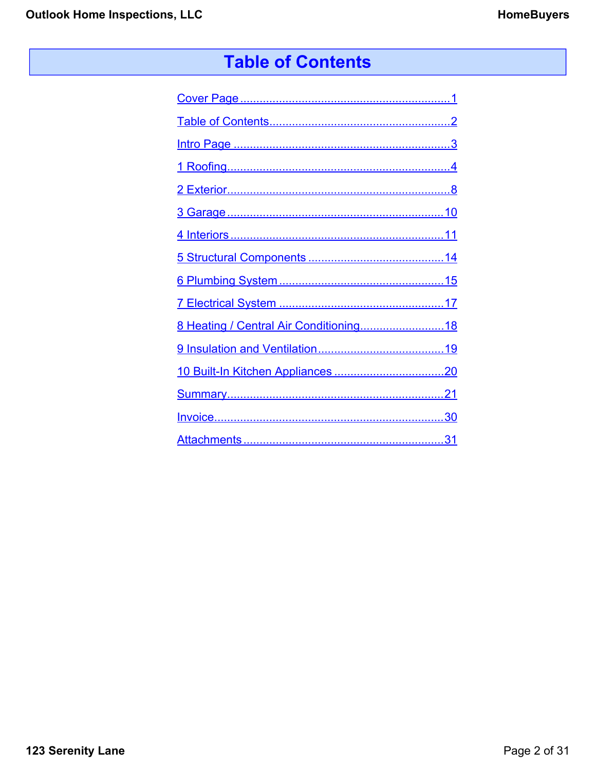# Table of Contents

- Cover Page ........ 1
- Table of Contents ........ 2
- Intro Page ........ 3
- 1 Roofing ........ 4
- 2 Exterior ........ 8
- 3 Garage ........ 10
- 4 Interiors ........ 11
- 5 Structural Components ........ 14
- 6 Plumbing System ........ 15
- 7 Electrical System ........ 17
- 8 Heating / Central Air Conditioning ........ 18
- 9 Insulation and Ventilation ........ 19
- 10 Built-In Kitchen Appliances ........ 20
- Summary ........ 21
- Invoice ........ 30
- Attachments ........ 31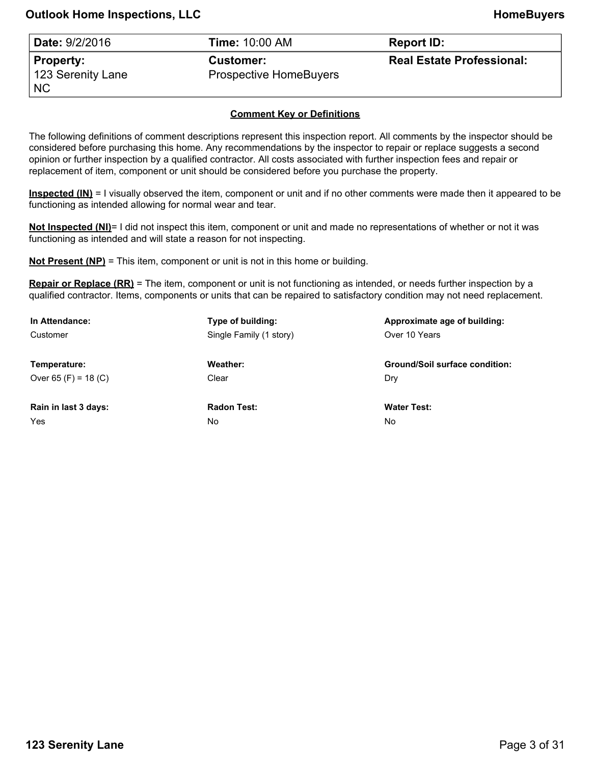| Date: 9/2/2016 | Time: 10:00 AM | Report ID: |
|---|---|---|
| **Property:** 123 Serenity Lane NC | **Customer:** Prospective HomeBuyers | **Real Estate Professional:** |

## Comment Key or Definitions

The following definitions of comment descriptions represent this inspection report. All comments by the inspector should be considered before purchasing this home. Any recommendations by the inspector to repair or replace suggests a second opinion or further inspection by a qualified contractor. All costs associated with further inspection fees and repair or replacement of item, component or unit should be considered before you purchase the property.

**Inspected (IN)** = I visually observed the item, component or unit and if no other comments were made then it appeared to be functioning as intended allowing for normal wear and tear.

**Not Inspected (NI)**= I did not inspect this item, component or unit and made no representations of whether or not it was functioning as intended and will state a reason for not inspecting.

**Not Present (NP)** = This item, component or unit is not in this home or building.

**Repair or Replace (RR)** = The item, component or unit is not functioning as intended, or needs further inspection by a qualified contractor. Items, components or units that can be repaired to satisfactory condition may not need replacement.

| In Attendance: | Type of building: | Approximate age of building: |
|---|---|---|
| Customer | Single Family (1 story) | Over 10 Years |
| **Temperature:** | **Weather:** | **Ground/Soil surface condition:** |
| Over 65 (F) = 18 (C) | Clear | Dry |
| **Rain in last 3 days:** | **Radon Test:** | **Water Test:** |
| Yes | No | No |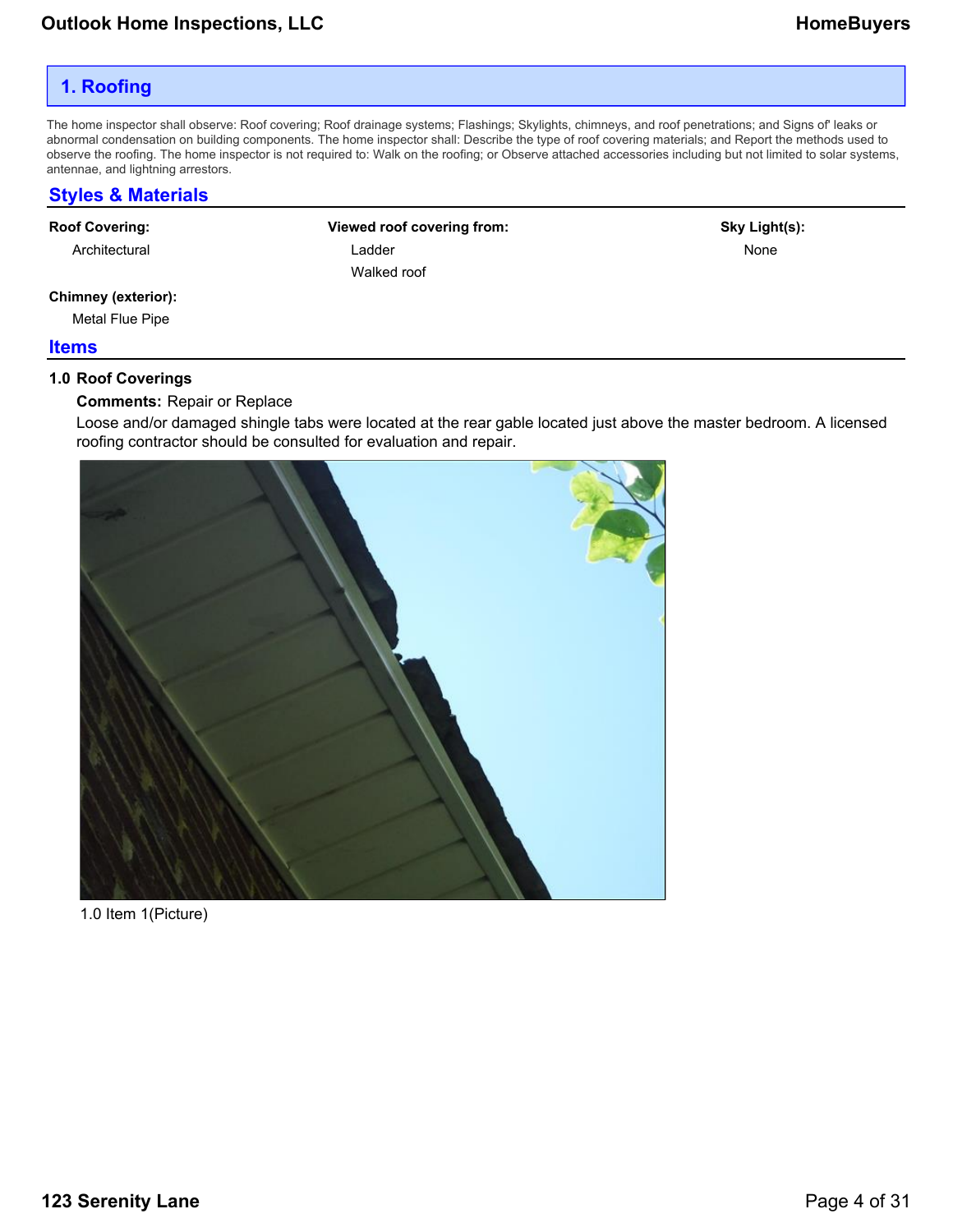## 1. Roofing

The home inspector shall observe: Roof covering; Roof drainage systems; Flashings; Skylights, chimneys, and roof penetrations; and Signs of' leaks or abnormal condensation on building components. The home inspector shall: Describe the type of roof covering materials; and Report the methods used to observe the roofing. The home inspector is not required to: Walk on the roofing; or Observe attached accessories including but not limited to solar systems, antennae, and lightning arrestors.

### Styles & Materials

**Roof Covering:**
Architectural

**Viewed roof covering from:**
Ladder
Walked roof

**Sky Light(s):**
None

**Chimney (exterior):**
Metal Flue Pipe

### Items

**1.0 Roof Coverings**

**Comments:** Repair or Replace

Loose and/or damaged shingle tabs were located at the rear gable located just above the master bedroom. A licensed roofing contractor should be consulted for evaluation and repair.

1.0 Item 1(Picture)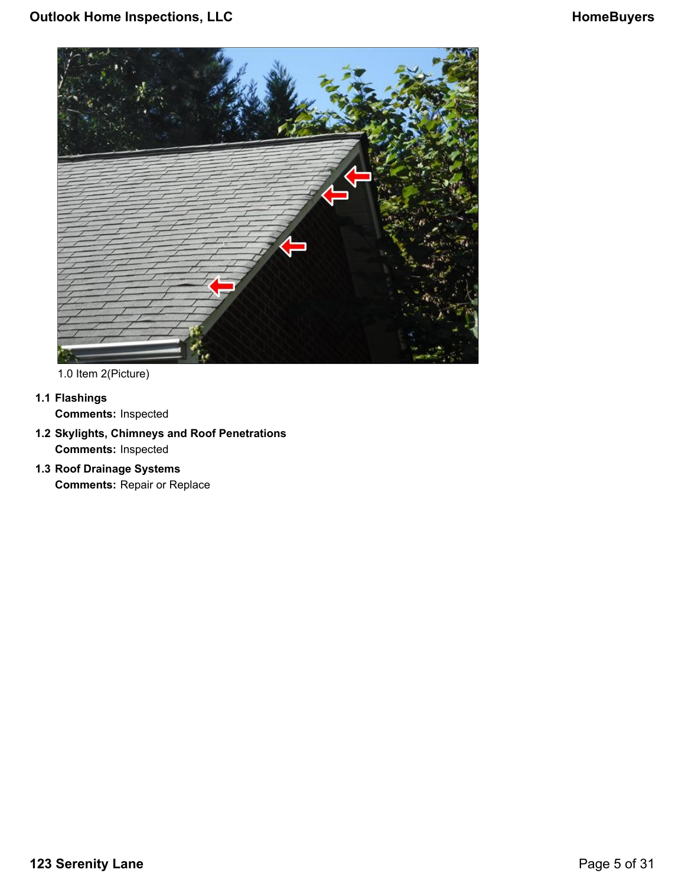1.0 Item 2(Picture)

**1.1 Flashings**

**Comments:** Inspected

**1.2 Skylights, Chimneys and Roof Penetrations**

**Comments:** Inspected

**1.3 Roof Drainage Systems**

**Comments:** Repair or Replace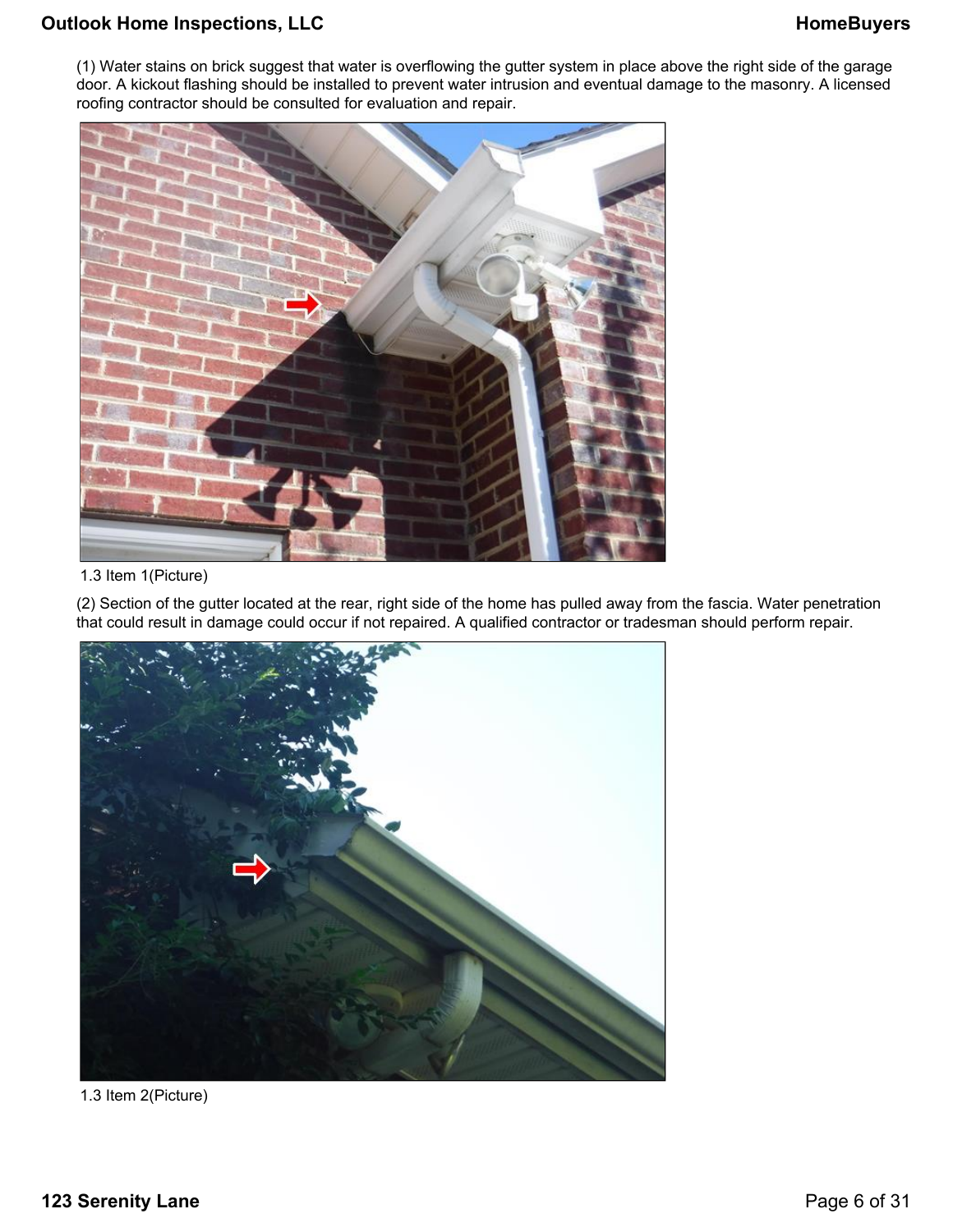(1) Water stains on brick suggest that water is overflowing the gutter system in place above the right side of the garage door. A kickout flashing should be installed to prevent water intrusion and eventual damage to the masonry. A licensed roofing contractor should be consulted for evaluation and repair.

1.3 Item 1(Picture)

(2) Section of the gutter located at the rear, right side of the home has pulled away from the fascia. Water penetration that could result in damage could occur if not repaired. A qualified contractor or tradesman should perform repair.

1.3 Item 2(Picture)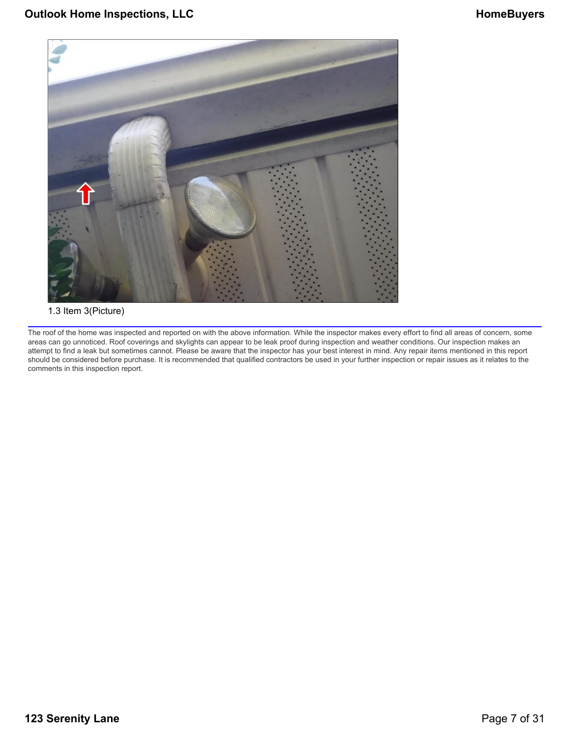1.3 Item 3(Picture)

The roof of the home was inspected and reported on with the above information. While the inspector makes every effort to find all areas of concern, some areas can go unnoticed. Roof coverings and skylights can appear to be leak proof during inspection and weather conditions. Our inspection makes an attempt to find a leak but sometimes cannot. Please be aware that the inspector has your best interest in mind. Any repair items mentioned in this report should be considered before purchase. It is recommended that qualified contractors be used in your further inspection or repair issues as it relates to the comments in this inspection report.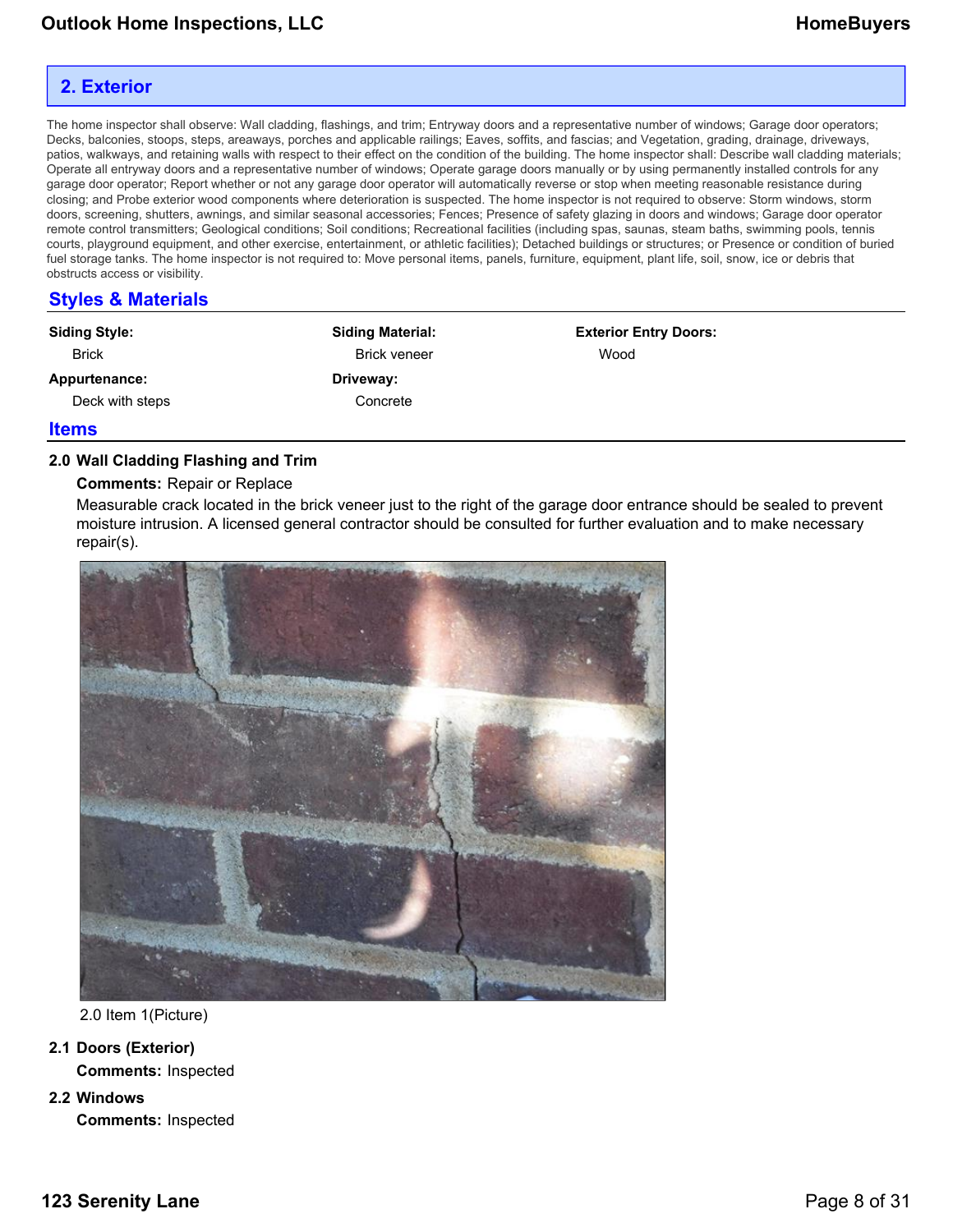## 2. Exterior

The home inspector shall observe: Wall cladding, flashings, and trim; Entryway doors and a representative number of windows; Garage door operators; Decks, balconies, stoops, steps, areaways, porches and applicable railings; Eaves, soffits, and fascias; and Vegetation, grading, drainage, driveways, patios, walkways, and retaining walls with respect to their effect on the condition of the building. The home inspector shall: Describe wall cladding materials; Operate all entryway doors and a representative number of windows; Operate garage doors manually or by using permanently installed controls for any garage door operator; Report whether or not any garage door operator will automatically reverse or stop when meeting reasonable resistance during closing; and Probe exterior wood components where deterioration is suspected. The home inspector is not required to observe: Storm windows, storm doors, screening, shutters, awnings, and similar seasonal accessories; Fences; Presence of safety glazing in doors and windows; Garage door operator remote control transmitters; Geological conditions; Soil conditions; Recreational facilities (including spas, saunas, steam baths, swimming pools, tennis courts, playground equipment, and other exercise, entertainment, or athletic facilities); Detached buildings or structures; or Presence or condition of buried fuel storage tanks. The home inspector is not required to: Move personal items, panels, furniture, equipment, plant life, soil, snow, ice or debris that obstructs access or visibility.

### Styles & Materials

**Siding Style:**
Brick

**Siding Material:**
Brick veneer

**Exterior Entry Doors:**
Wood

**Appurtenance:**
Deck with steps

**Driveway:**
Concrete

### Items

**2.0 Wall Cladding Flashing and Trim**

**Comments:** Repair or Replace

Measurable crack located in the brick veneer just to the right of the garage door entrance should be sealed to prevent moisture intrusion. A licensed general contractor should be consulted for further evaluation and to make necessary repair(s).

2.0 Item 1(Picture)

**2.1 Doors (Exterior)**

**Comments:** Inspected

**2.2 Windows**

**Comments:** Inspected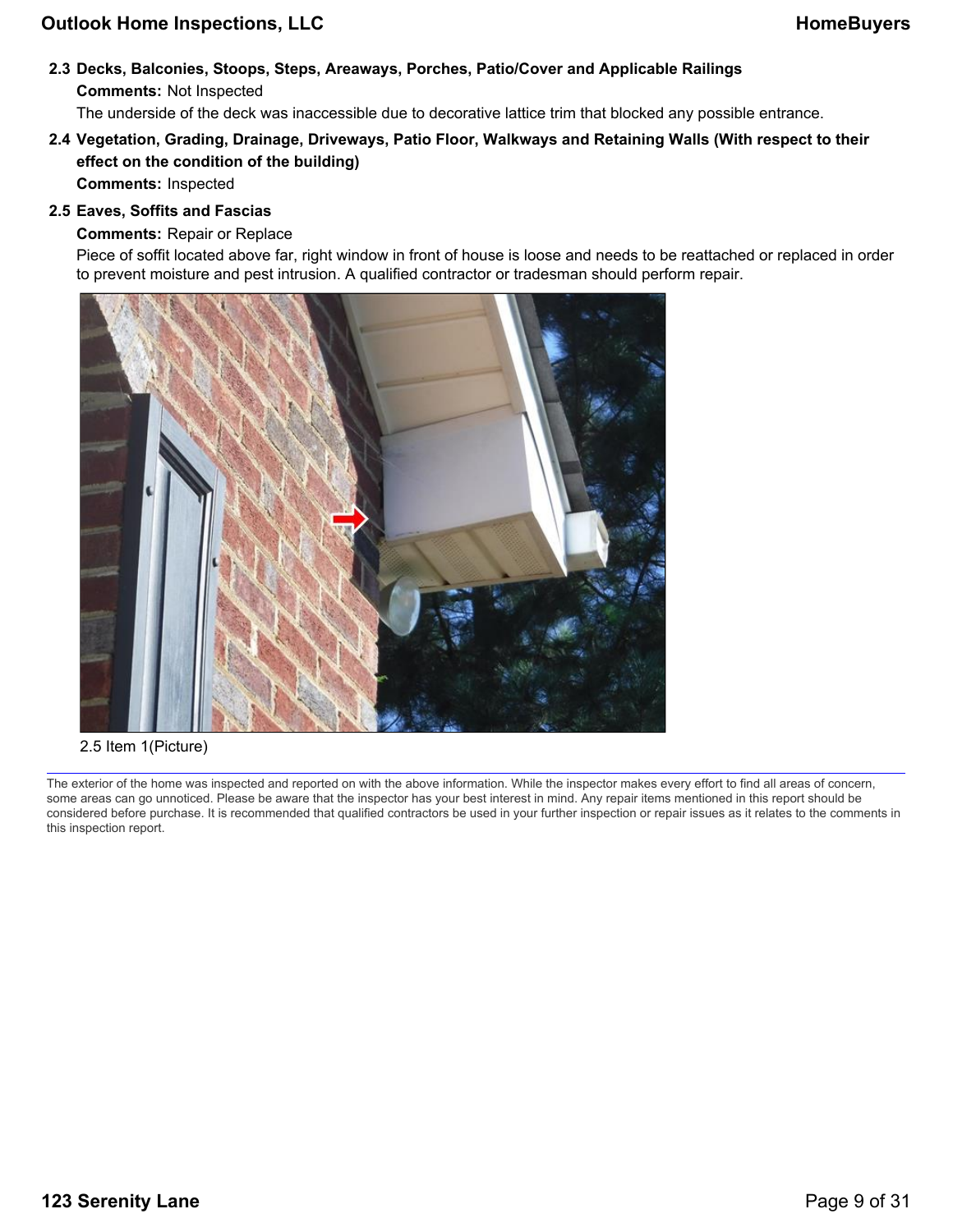**2.3 Decks, Balconies, Stoops, Steps, Areaways, Porches, Patio/Cover and Applicable Railings**

**Comments:** Not Inspected

The underside of the deck was inaccessible due to decorative lattice trim that blocked any possible entrance.

**2.4 Vegetation, Grading, Drainage, Driveways, Patio Floor, Walkways and Retaining Walls (With respect to their effect on the condition of the building)**

**Comments:** Inspected

**2.5 Eaves, Soffits and Fascias**

**Comments:** Repair or Replace

Piece of soffit located above far, right window in front of house is loose and needs to be reattached or replaced in order to prevent moisture and pest intrusion. A qualified contractor or tradesman should perform repair.

2.5 Item 1(Picture)

---

The exterior of the home was inspected and reported on with the above information. While the inspector makes every effort to find all areas of concern, some areas can go unnoticed. Please be aware that the inspector has your best interest in mind. Any repair items mentioned in this report should be considered before purchase. It is recommended that qualified contractors be used in your further inspection or repair issues as it relates to the comments in this inspection report.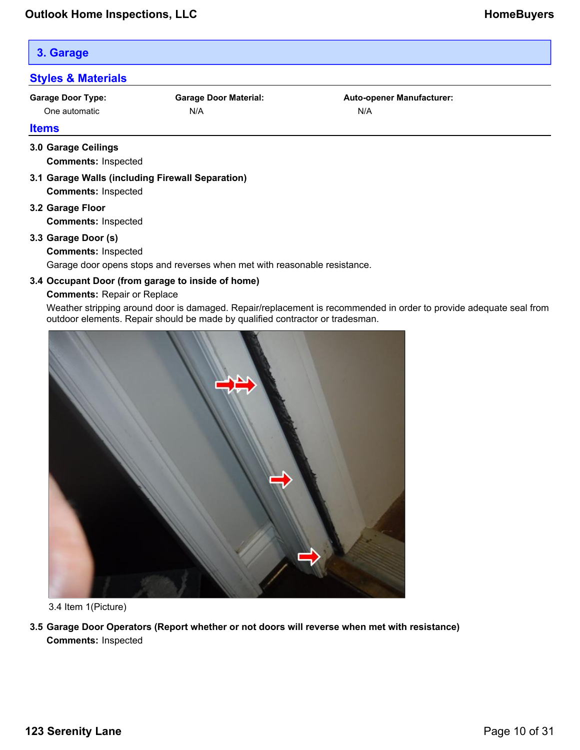## 3. Garage

### Styles & Materials

| Garage Door Type: | Garage Door Material: | Auto-opener Manufacturer: |
| --- | --- | --- |
| One automatic | N/A | N/A |

### Items

**3.0 Garage Ceilings**

**Comments:** Inspected

**3.1 Garage Walls (including Firewall Separation)**

**Comments:** Inspected

**3.2 Garage Floor**

**Comments:** Inspected

**3.3 Garage Door (s)**

**Comments:** Inspected

Garage door opens stops and reverses when met with reasonable resistance.

**3.4 Occupant Door (from garage to inside of home)**

**Comments:** Repair or Replace

Weather stripping around door is damaged. Repair/replacement is recommended in order to provide adequate seal from outdoor elements. Repair should be made by qualified contractor or tradesman.

3.4 Item 1(Picture)

**3.5 Garage Door Operators (Report whether or not doors will reverse when met with resistance)**

**Comments:** Inspected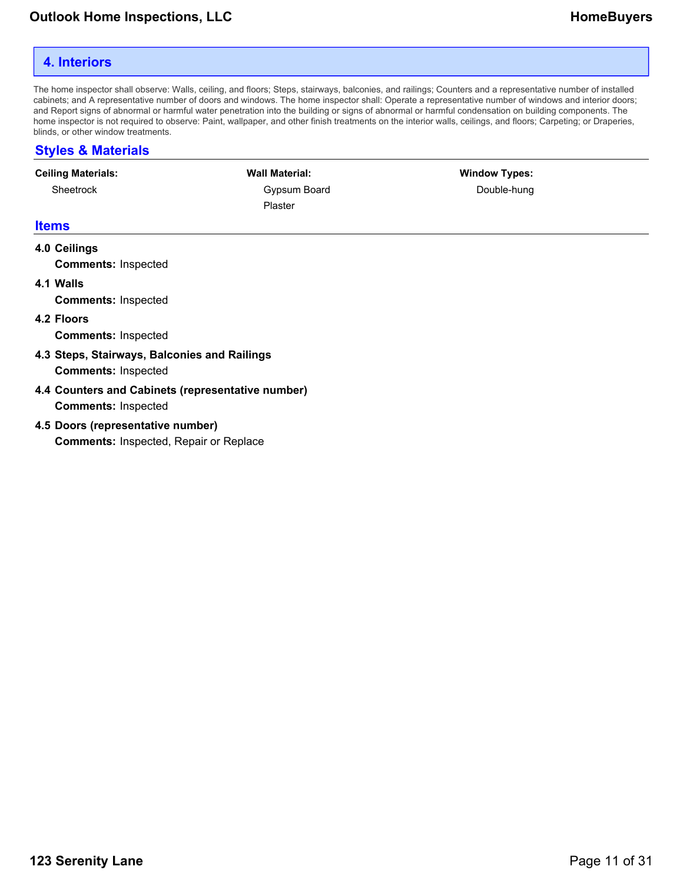## 4. Interiors

The home inspector shall observe: Walls, ceiling, and floors; Steps, stairways, balconies, and railings; Counters and a representative number of installed cabinets; and A representative number of doors and windows. The home inspector shall: Operate a representative number of windows and interior doors; and Report signs of abnormal or harmful water penetration into the building or signs of abnormal or harmful condensation on building components. The home inspector is not required to observe: Paint, wallpaper, and other finish treatments on the interior walls, ceilings, and floors; Carpeting; or Draperies, blinds, or other window treatments.

### Styles & Materials

**Ceiling Materials:**
Sheetrock

**Wall Material:**
Gypsum Board
Plaster

**Window Types:**
Double-hung

### Items

**4.0 Ceilings**
**Comments:** Inspected

**4.1 Walls**
**Comments:** Inspected

**4.2 Floors**
**Comments:** Inspected

**4.3 Steps, Stairways, Balconies and Railings**
**Comments:** Inspected

**4.4 Counters and Cabinets (representative number)**
**Comments:** Inspected

**4.5 Doors (representative number)**
**Comments:** Inspected, Repair or Replace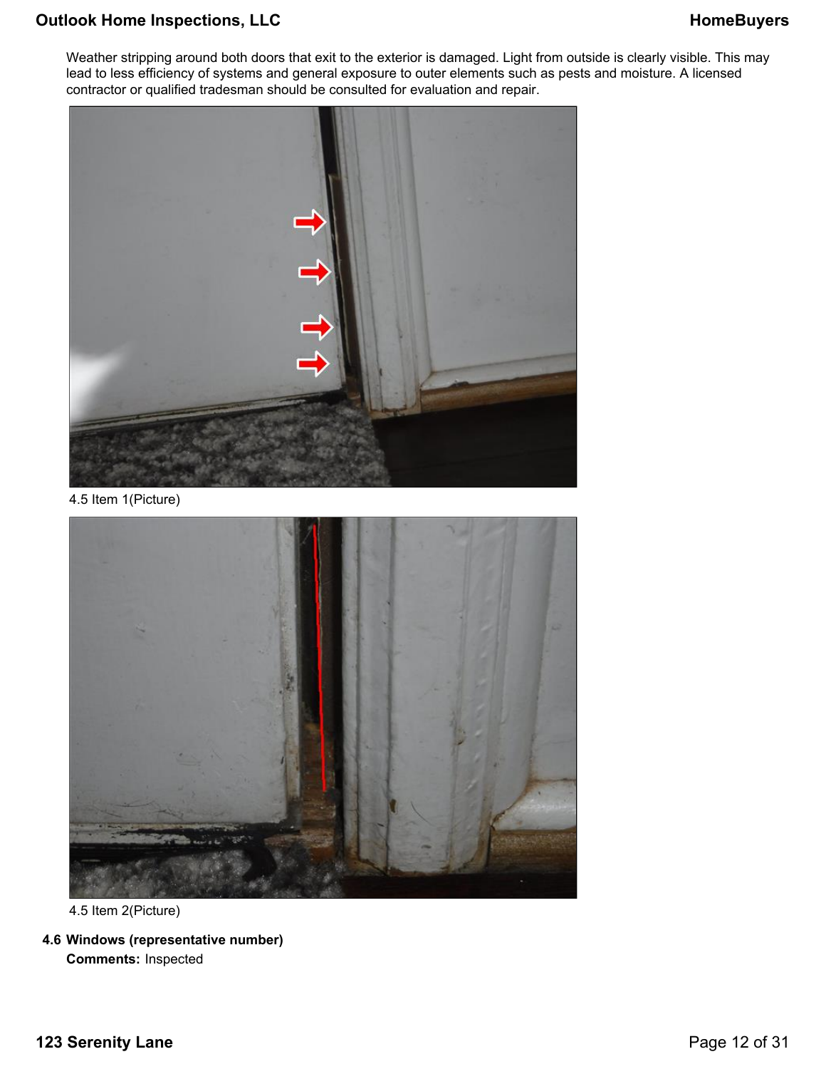Weather stripping around both doors that exit to the exterior is damaged. Light from outside is clearly visible. This may lead to less efficiency of systems and general exposure to outer elements such as pests and moisture. A licensed contractor or qualified tradesman should be consulted for evaluation and repair.

4.5 Item 1(Picture)

4.5 Item 2(Picture)

**4.6 Windows (representative number)**

**Comments:** Inspected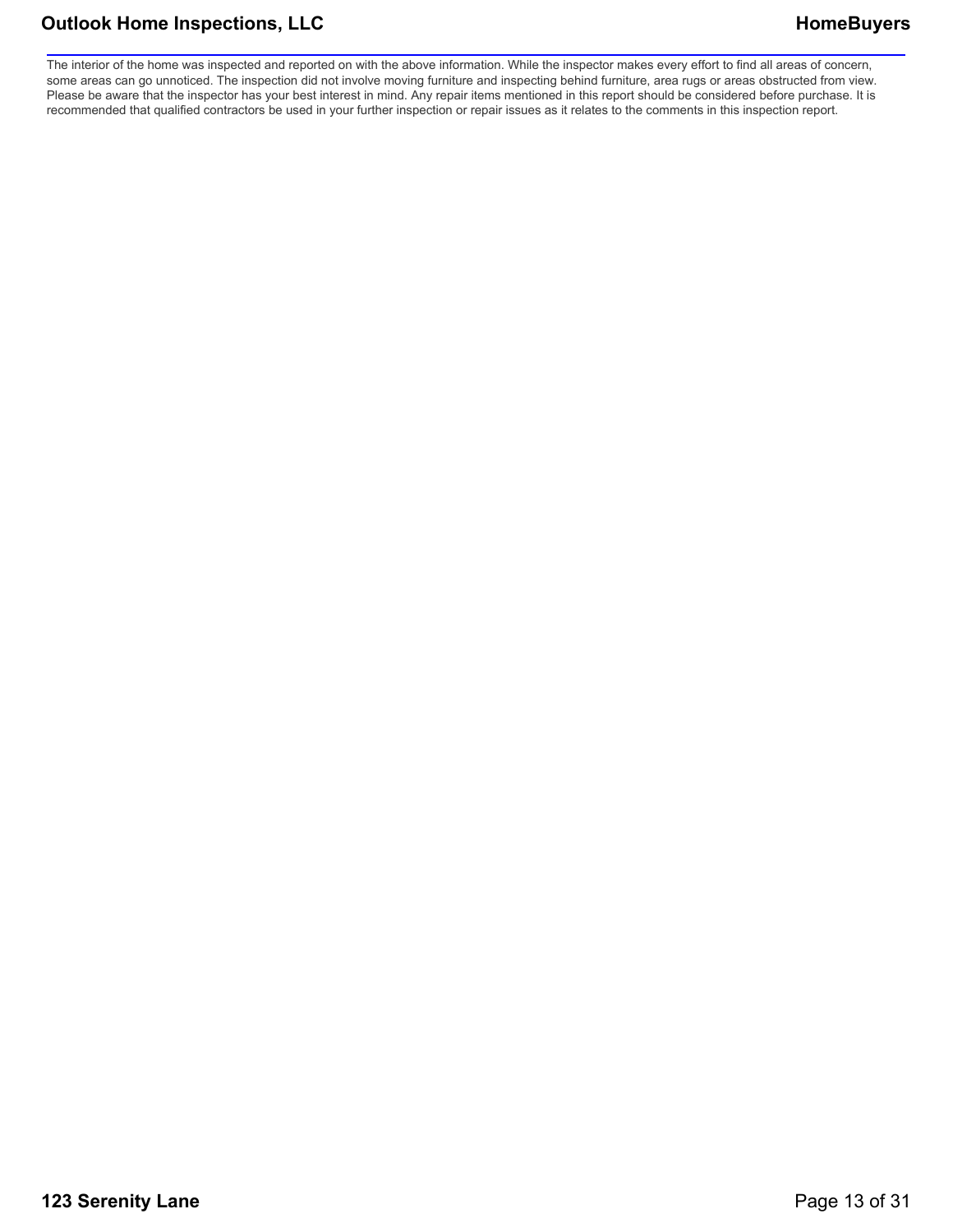The interior of the home was inspected and reported on with the above information. While the inspector makes every effort to find all areas of concern, some areas can go unnoticed. The inspection did not involve moving furniture and inspecting behind furniture, area rugs or areas obstructed from view. Please be aware that the inspector has your best interest in mind. Any repair items mentioned in this report should be considered before purchase. It is recommended that qualified contractors be used in your further inspection or repair issues as it relates to the comments in this inspection report.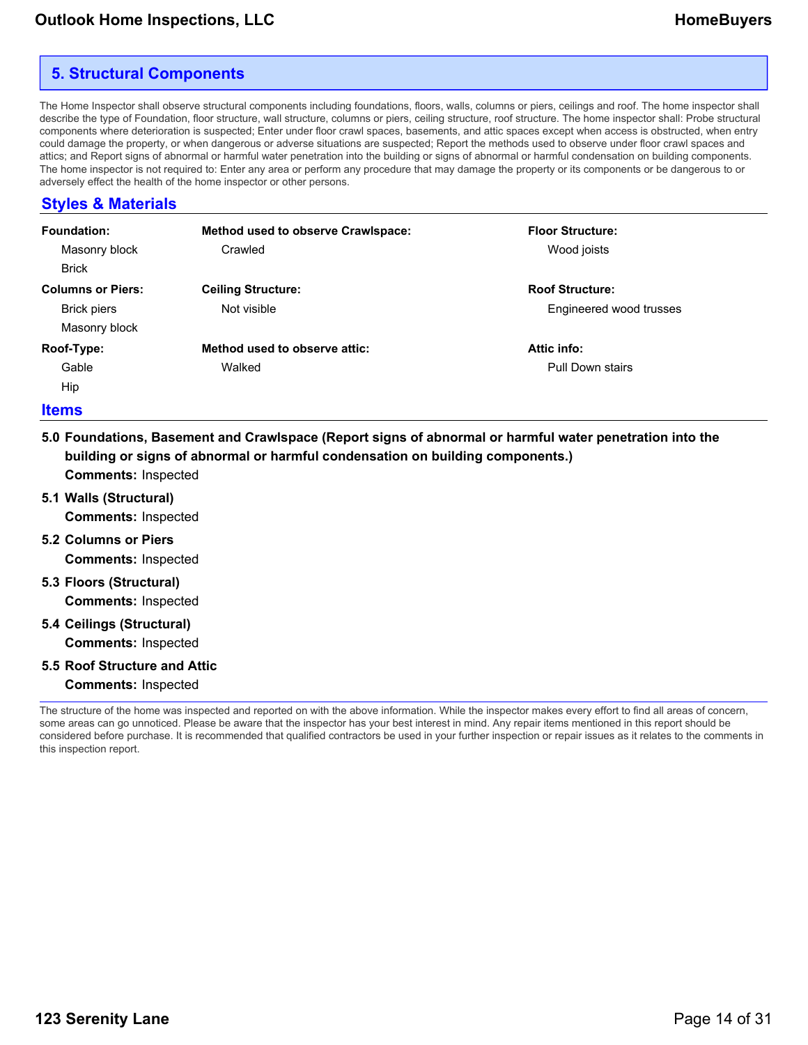## 5. Structural Components

The Home Inspector shall observe structural components including foundations, floors, walls, columns or piers, ceilings and roof. The home inspector shall describe the type of Foundation, floor structure, wall structure, columns or piers, ceiling structure, roof structure. The home inspector shall: Probe structural components where deterioration is suspected; Enter under floor crawl spaces, basements, and attic spaces except when access is obstructed, when entry could damage the property, or when dangerous or adverse situations are suspected; Report the methods used to observe under floor crawl spaces and attics; and Report signs of abnormal or harmful water penetration into the building or signs of abnormal or harmful condensation on building components. The home inspector is not required to: Enter any area or perform any procedure that may damage the property or its components or be dangerous to or adversely effect the health of the home inspector or other persons.

### Styles & Materials

**Foundation:**
- Masonry block
- Brick

**Method used to observe Crawlspace:**
- Crawled

**Floor Structure:**
- Wood joists

**Columns or Piers:**
- Brick piers
- Masonry block

**Ceiling Structure:**
- Not visible

**Roof Structure:**
- Engineered wood trusses

**Roof-Type:**
- Gable
- Hip

**Method used to observe attic:**
- Walked

**Attic info:**
- Pull Down stairs

### Items

**5.0 Foundations, Basement and Crawlspace (Report signs of abnormal or harmful water penetration into the building or signs of abnormal or harmful condensation on building components.)**
**Comments:** Inspected

**5.1 Walls (Structural)**
**Comments:** Inspected

**5.2 Columns or Piers**
**Comments:** Inspected

**5.3 Floors (Structural)**
**Comments:** Inspected

**5.4 Ceilings (Structural)**
**Comments:** Inspected

**5.5 Roof Structure and Attic**
**Comments:** Inspected

The structure of the home was inspected and reported on with the above information. While the inspector makes every effort to find all areas of concern, some areas can go unnoticed. Please be aware that the inspector has your best interest in mind. Any repair items mentioned in this report should be considered before purchase. It is recommended that qualified contractors be used in your further inspection or repair issues as it relates to the comments in this inspection report.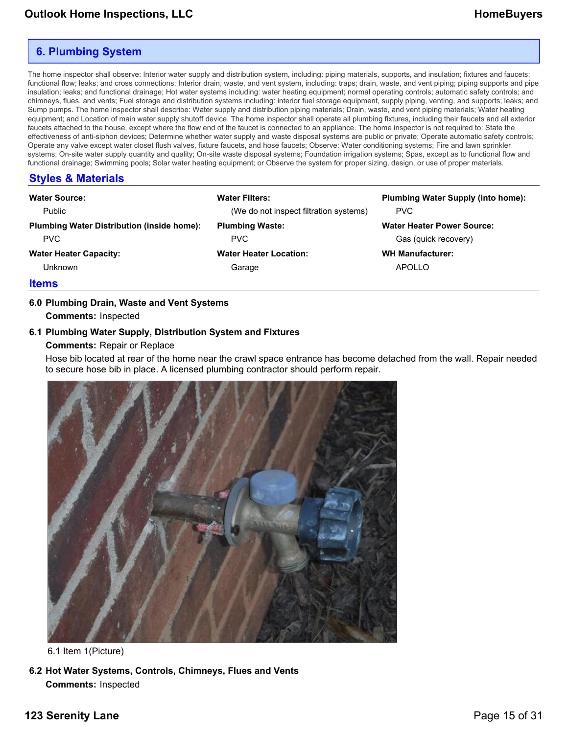## 6. Plumbing System

The home inspector shall observe: Interior water supply and distribution system, including: piping materials, supports, and insulation; fixtures and faucets; functional flow; leaks; and cross connections; Interior drain, waste, and vent system, including: traps; drain, waste, and vent piping; piping supports and pipe insulation; leaks; and functional drainage; Hot water systems including: water heating equipment; normal operating controls; automatic safety controls; and chimneys, flues, and vents; Fuel storage and distribution systems including: interior fuel storage equipment, supply piping, venting, and supports; leaks; and Sump pumps. The home inspector shall describe: Water supply and distribution piping materials; Drain, waste, and vent piping materials; Water heating equipment; and Location of main water supply shutoff device. The home inspector shall operate all plumbing fixtures, including their faucets and all exterior faucets attached to the house, except where the flow end of the faucet is connected to an appliance. The home inspector is not required to: State the effectiveness of anti-siphon devices; Determine whether water supply and waste disposal systems are public or private; Operate automatic safety controls; Operate any valve except water closet flush valves, fixture faucets, and hose faucets; Observe: Water conditioning systems; Fire and lawn sprinkler systems; On-site water supply quantity and quality; On-site waste disposal systems; Foundation irrigation systems; Spas, except as to functional flow and functional drainage; Swimming pools; Solar water heating equipment; or Observe the system for proper sizing, design, or use of proper materials.

### Styles & Materials

**Water Source:**
Public

**Water Filters:**
(We do not inspect filtration systems)

**Plumbing Water Supply (into home):**
PVC

**Plumbing Water Distribution (inside home):**
PVC

**Plumbing Waste:**
PVC

**Water Heater Power Source:**
Gas (quick recovery)

**Water Heater Capacity:**
Unknown

**Water Heater Location:**
Garage

**WH Manufacturer:**
APOLLO

### Items

**6.0 Plumbing Drain, Waste and Vent Systems**

**Comments:** Inspected

**6.1 Plumbing Water Supply, Distribution System and Fixtures**

**Comments:** Repair or Replace

Hose bib located at rear of the home near the crawl space entrance has become detached from the wall. Repair needed to secure hose bib in place. A licensed plumbing contractor should perform repair.

6.1 Item 1(Picture)

**6.2 Hot Water Systems, Controls, Chimneys, Flues and Vents**

**Comments:** Inspected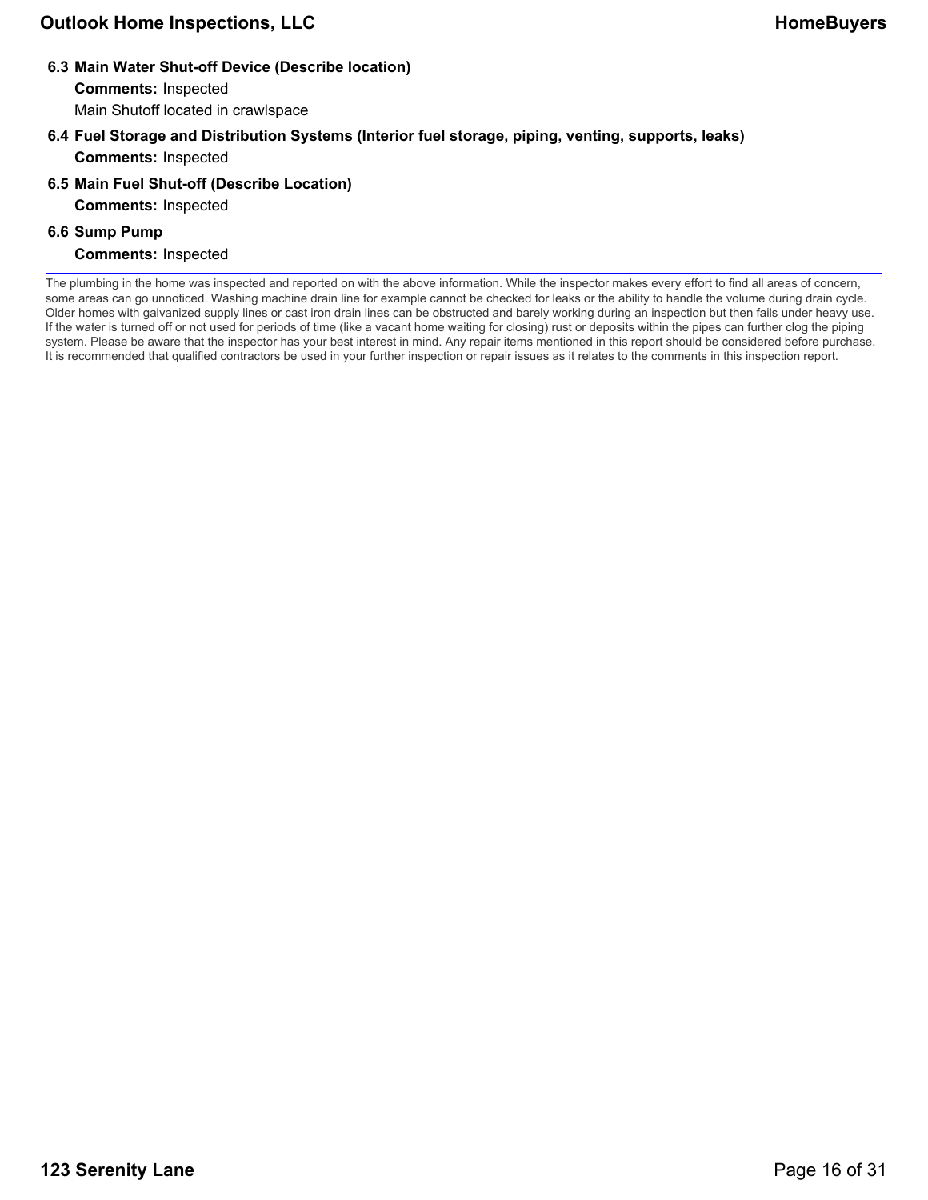### 6.3 Main Water Shut-off Device (Describe location)

**Comments:** Inspected

Main Shutoff located in crawlspace

### 6.4 Fuel Storage and Distribution Systems (Interior fuel storage, piping, venting, supports, leaks)

**Comments:** Inspected

### 6.5 Main Fuel Shut-off (Describe Location)

**Comments:** Inspected

### 6.6 Sump Pump

**Comments:** Inspected

---

The plumbing in the home was inspected and reported on with the above information. While the inspector makes every effort to find all areas of concern, some areas can go unnoticed. Washing machine drain line for example cannot be checked for leaks or the ability to handle the volume during drain cycle. Older homes with galvanized supply lines or cast iron drain lines can be obstructed and barely working during an inspection but then fails under heavy use. If the water is turned off or not used for periods of time (like a vacant home waiting for closing) rust or deposits within the pipes can further clog the piping system. Please be aware that the inspector has your best interest in mind. Any repair items mentioned in this report should be considered before purchase. It is recommended that qualified contractors be used in your further inspection or repair issues as it relates to the comments in this inspection report.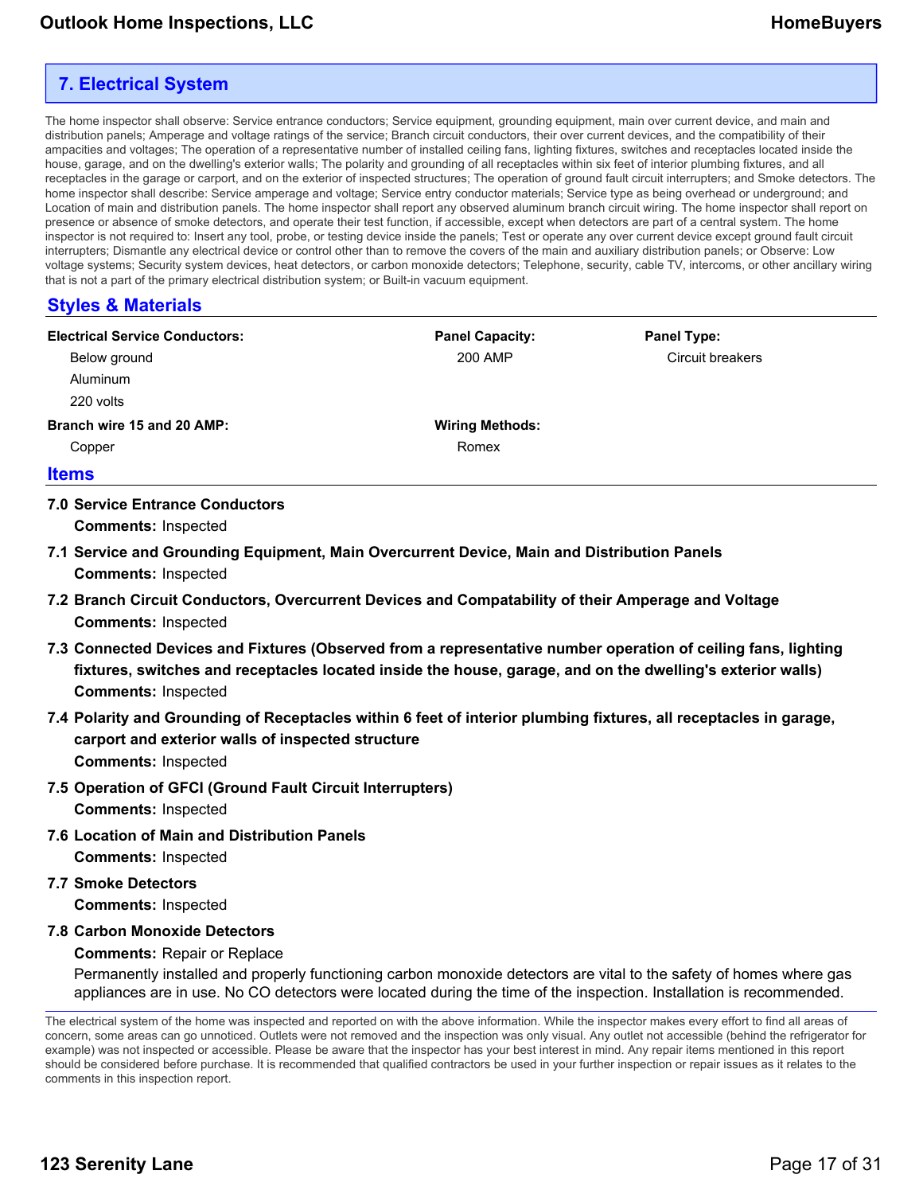## 7. Electrical System

The home inspector shall observe: Service entrance conductors; Service equipment, grounding equipment, main over current device, and main and distribution panels; Amperage and voltage ratings of the service; Branch circuit conductors, their over current devices, and the compatibility of their ampacities and voltages; The operation of a representative number of installed ceiling fans, lighting fixtures, switches and receptacles located inside the house, garage, and on the dwelling's exterior walls; The polarity and grounding of all receptacles within six feet of interior plumbing fixtures, and all receptacles in the garage or carport, and on the exterior of inspected structures; The operation of ground fault circuit interrupters; and Smoke detectors. The home inspector shall describe: Service amperage and voltage; Service entry conductor materials; Service type as being overhead or underground; and Location of main and distribution panels. The home inspector shall report any observed aluminum branch circuit wiring. The home inspector shall report on presence or absence of smoke detectors, and operate their test function, if accessible, except when detectors are part of a central system. The home inspector is not required to: Insert any tool, probe, or testing device inside the panels; Test or operate any over current device except ground fault circuit interrupters; Dismantle any electrical device or control other than to remove the covers of the main and auxiliary distribution panels; or Observe: Low voltage systems; Security system devices, heat detectors, or carbon monoxide detectors; Telephone, security, cable TV, intercoms, or other ancillary wiring that is not a part of the primary electrical distribution system; or Built-in vacuum equipment.

### Styles & Materials

**Electrical Service Conductors:**
- Below ground
- Aluminum
- 220 volts

**Panel Capacity:**
- 200 AMP

**Panel Type:**
- Circuit breakers

**Branch wire 15 and 20 AMP:**
- Copper

**Wiring Methods:**
- Romex

### Items

**7.0 Service Entrance Conductors**
**Comments:** Inspected

**7.1 Service and Grounding Equipment, Main Overcurrent Device, Main and Distribution Panels**
**Comments:** Inspected

**7.2 Branch Circuit Conductors, Overcurrent Devices and Compatability of their Amperage and Voltage**
**Comments:** Inspected

**7.3 Connected Devices and Fixtures (Observed from a representative number operation of ceiling fans, lighting fixtures, switches and receptacles located inside the house, garage, and on the dwelling's exterior walls)**
**Comments:** Inspected

**7.4 Polarity and Grounding of Receptacles within 6 feet of interior plumbing fixtures, all receptacles in garage, carport and exterior walls of inspected structure**
**Comments:** Inspected

**7.5 Operation of GFCI (Ground Fault Circuit Interrupters)**
**Comments:** Inspected

**7.6 Location of Main and Distribution Panels**
**Comments:** Inspected

**7.7 Smoke Detectors**
**Comments:** Inspected

**7.8 Carbon Monoxide Detectors**
**Comments:** Repair or Replace

Permanently installed and properly functioning carbon monoxide detectors are vital to the safety of homes where gas appliances are in use. No CO detectors were located during the time of the inspection. Installation is recommended.

The electrical system of the home was inspected and reported on with the above information. While the inspector makes every effort to find all areas of concern, some areas can go unnoticed. Outlets were not removed and the inspection was only visual. Any outlet not accessible (behind the refrigerator for example) was not inspected or accessible. Please be aware that the inspector has your best interest in mind. Any repair items mentioned in this report should be considered before purchase. It is recommended that qualified contractors be used in your further inspection or repair issues as it relates to the comments in this inspection report.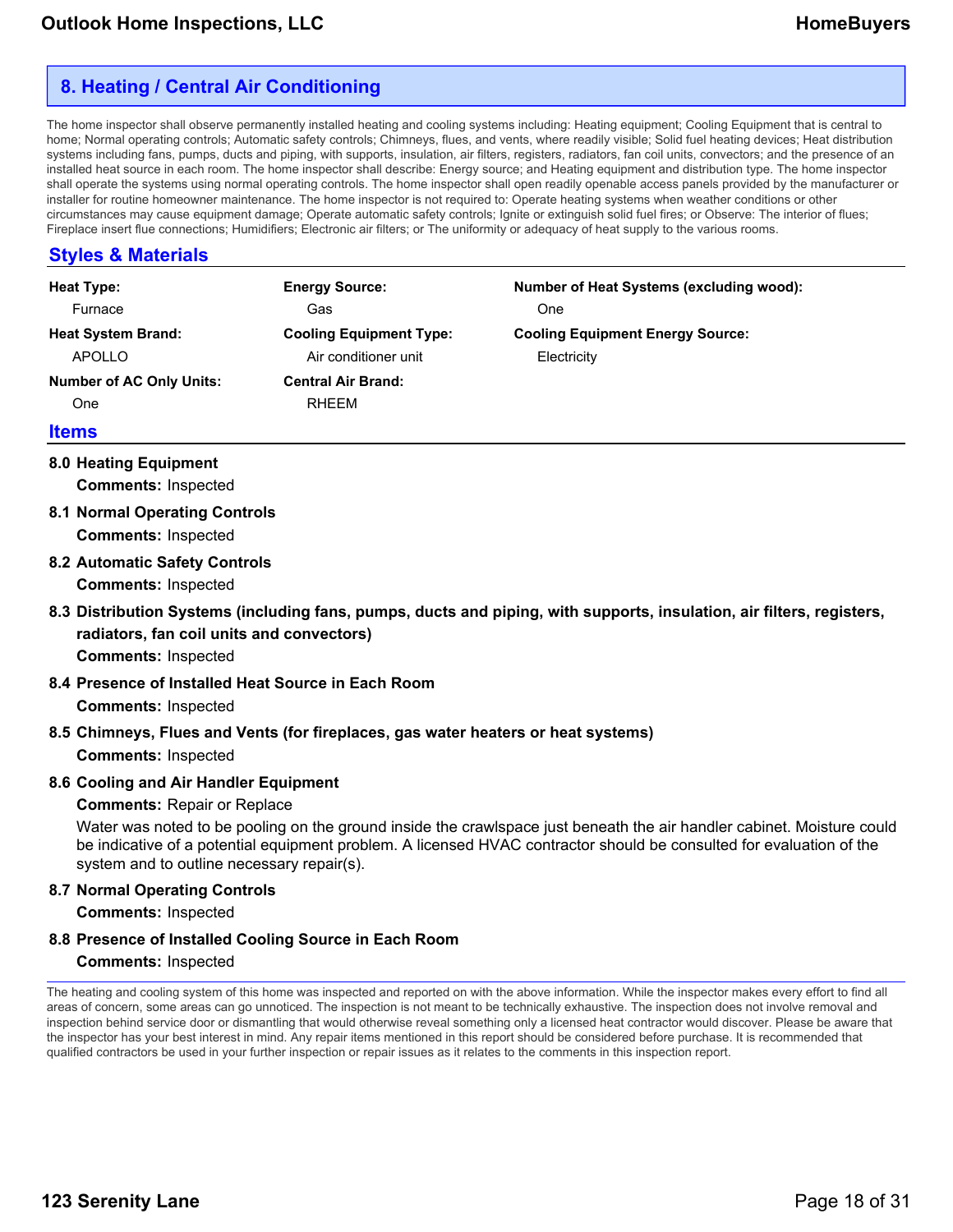## 8. Heating / Central Air Conditioning

The home inspector shall observe permanently installed heating and cooling systems including: Heating equipment; Cooling Equipment that is central to home; Normal operating controls; Automatic safety controls; Chimneys, flues, and vents, where readily visible; Solid fuel heating devices; Heat distribution systems including fans, pumps, ducts and piping, with supports, insulation, air filters, registers, radiators, fan coil units, convectors; and the presence of an installed heat source in each room. The home inspector shall describe: Energy source; and Heating equipment and distribution type. The home inspector shall operate the systems using normal operating controls. The home inspector shall open readily openable access panels provided by the manufacturer or installer for routine homeowner maintenance. The home inspector is not required to: Operate heating systems when weather conditions or other circumstances may cause equipment damage; Operate automatic safety controls; Ignite or extinguish solid fuel fires; or Observe: The interior of flues; Fireplace insert flue connections; Humidifiers; Electronic air filters; or The uniformity or adequacy of heat supply to the various rooms.

### Styles & Materials

**Heat Type:**
Furnace

**Energy Source:**
Gas

**Number of Heat Systems (excluding wood):**
One

**Heat System Brand:**
APOLLO

**Cooling Equipment Type:**
Air conditioner unit

**Cooling Equipment Energy Source:**
Electricity

**Number of AC Only Units:**
One

**Central Air Brand:**
RHEEM

### Items

**8.0 Heating Equipment**
**Comments:** Inspected

**8.1 Normal Operating Controls**
**Comments:** Inspected

**8.2 Automatic Safety Controls**
**Comments:** Inspected

**8.3 Distribution Systems (including fans, pumps, ducts and piping, with supports, insulation, air filters, registers, radiators, fan coil units and convectors)**
**Comments:** Inspected

**8.4 Presence of Installed Heat Source in Each Room**
**Comments:** Inspected

**8.5 Chimneys, Flues and Vents (for fireplaces, gas water heaters or heat systems)**
**Comments:** Inspected

**8.6 Cooling and Air Handler Equipment**
**Comments:** Repair or Replace

Water was noted to be pooling on the ground inside the crawlspace just beneath the air handler cabinet. Moisture could be indicative of a potential equipment problem. A licensed HVAC contractor should be consulted for evaluation of the system and to outline necessary repair(s).

**8.7 Normal Operating Controls**
**Comments:** Inspected

**8.8 Presence of Installed Cooling Source in Each Room**
**Comments:** Inspected

---

The heating and cooling system of this home was inspected and reported on with the above information. While the inspector makes every effort to find all areas of concern, some areas can go unnoticed. The inspection is not meant to be technically exhaustive. The inspection does not involve removal and inspection behind service door or dismantling that would otherwise reveal something only a licensed heat contractor would discover. Please be aware that the inspector has your best interest in mind. Any repair items mentioned in this report should be considered before purchase. It is recommended that qualified contractors be used in your further inspection or repair issues as it relates to the comments in this inspection report.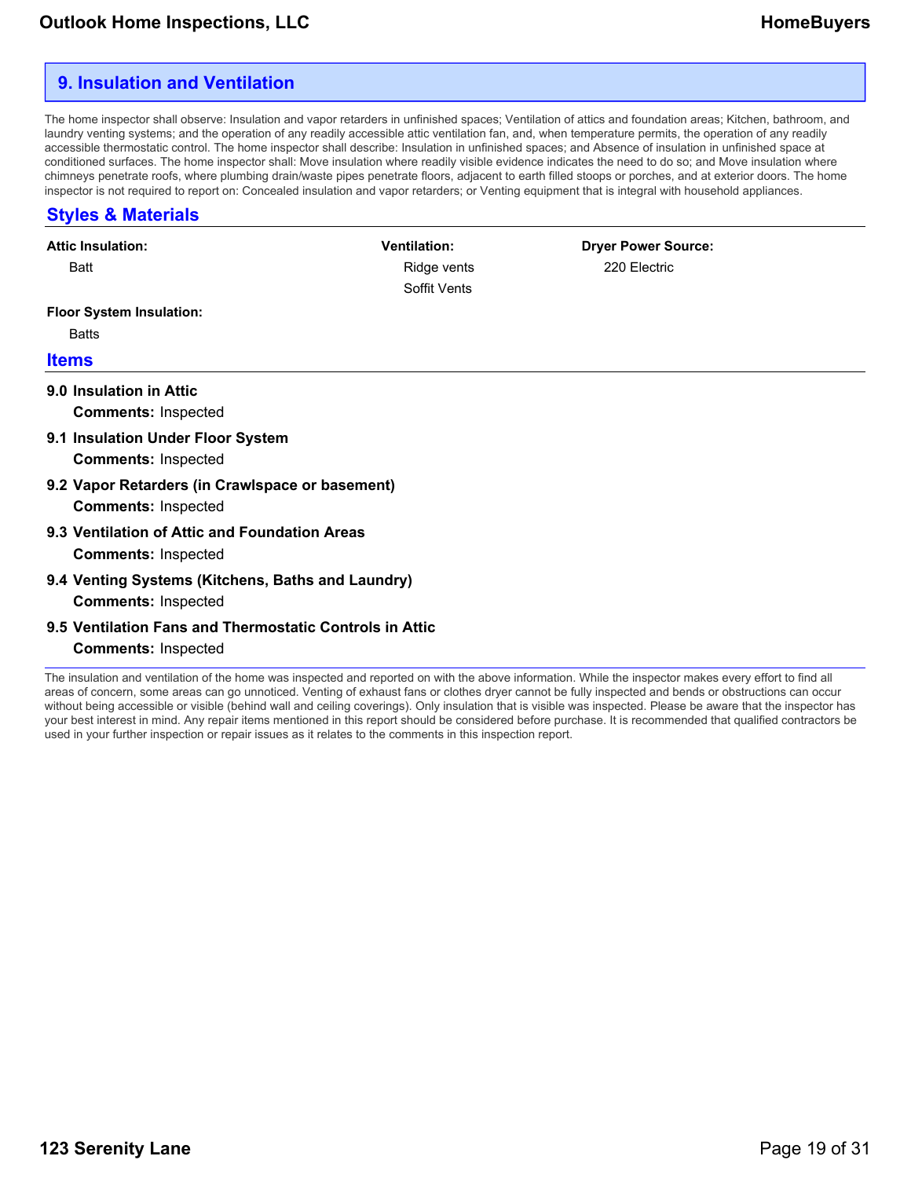## 9. Insulation and Ventilation

The home inspector shall observe: Insulation and vapor retarders in unfinished spaces; Ventilation of attics and foundation areas; Kitchen, bathroom, and laundry venting systems; and the operation of any readily accessible attic ventilation fan, and, when temperature permits, the operation of any readily accessible thermostatic control. The home inspector shall describe: Insulation in unfinished spaces; and Absence of insulation in unfinished space at conditioned surfaces. The home inspector shall: Move insulation where readily visible evidence indicates the need to do so; and Move insulation where chimneys penetrate roofs, where plumbing drain/waste pipes penetrate floors, adjacent to earth filled stoops or porches, and at exterior doors. The home inspector is not required to report on: Concealed insulation and vapor retarders; or Venting equipment that is integral with household appliances.

### Styles & Materials

**Attic Insulation:**
Batt

**Ventilation:**
Ridge vents
Soffit Vents

**Dryer Power Source:**
220 Electric

**Floor System Insulation:**
Batts

### Items

**9.0 Insulation in Attic**
**Comments:** Inspected

**9.1 Insulation Under Floor System**
**Comments:** Inspected

**9.2 Vapor Retarders (in Crawlspace or basement)**
**Comments:** Inspected

**9.3 Ventilation of Attic and Foundation Areas**
**Comments:** Inspected

**9.4 Venting Systems (Kitchens, Baths and Laundry)**
**Comments:** Inspected

**9.5 Ventilation Fans and Thermostatic Controls in Attic**
**Comments:** Inspected

The insulation and ventilation of the home was inspected and reported on with the above information. While the inspector makes every effort to find all areas of concern, some areas can go unnoticed. Venting of exhaust fans or clothes dryer cannot be fully inspected and bends or obstructions can occur without being accessible or visible (behind wall and ceiling coverings). Only insulation that is visible was inspected. Please be aware that the inspector has your best interest in mind. Any repair items mentioned in this report should be considered before purchase. It is recommended that qualified contractors be used in your further inspection or repair issues as it relates to the comments in this inspection report.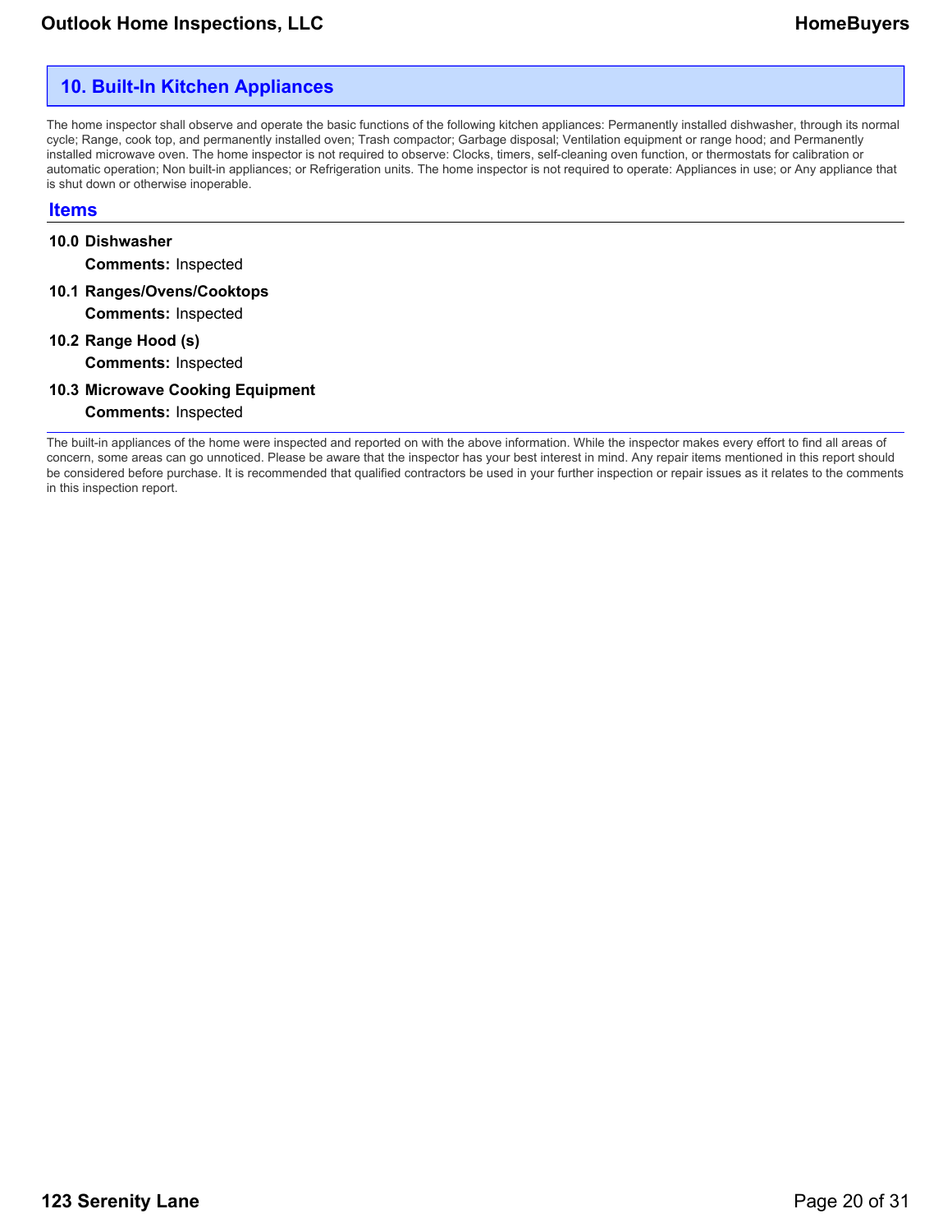## 10. Built-In Kitchen Appliances

The home inspector shall observe and operate the basic functions of the following kitchen appliances: Permanently installed dishwasher, through its normal cycle; Range, cook top, and permanently installed oven; Trash compactor; Garbage disposal; Ventilation equipment or range hood; and Permanently installed microwave oven. The home inspector is not required to observe: Clocks, timers, self-cleaning oven function, or thermostats for calibration or automatic operation; Non built-in appliances; or Refrigeration units. The home inspector is not required to operate: Appliances in use; or Any appliance that is shut down or otherwise inoperable.

### Items

**10.0 Dishwasher**

**Comments:** Inspected

**10.1 Ranges/Ovens/Cooktops**

**Comments:** Inspected

**10.2 Range Hood (s)**

**Comments:** Inspected

**10.3 Microwave Cooking Equipment**

**Comments:** Inspected

The built-in appliances of the home were inspected and reported on with the above information. While the inspector makes every effort to find all areas of concern, some areas can go unnoticed. Please be aware that the inspector has your best interest in mind. Any repair items mentioned in this report should be considered before purchase. It is recommended that qualified contractors be used in your further inspection or repair issues as it relates to the comments in this inspection report.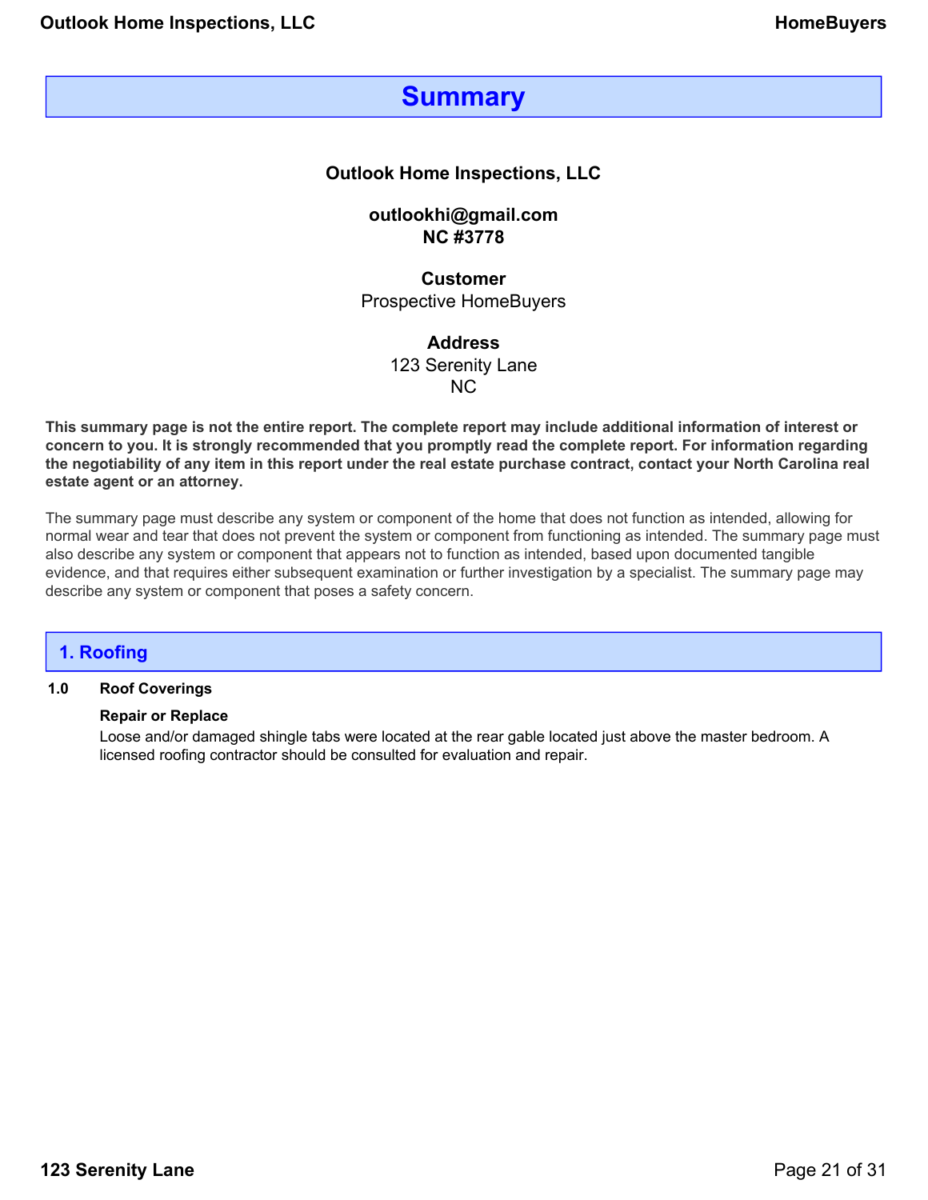# Summary

**Outlook Home Inspections, LLC**

**outlookhi@gmail.com**
**NC #3778**

**Customer**
Prospective HomeBuyers

**Address**
123 Serenity Lane
NC

**This summary page is not the entire report. The complete report may include additional information of interest or concern to you. It is strongly recommended that you promptly read the complete report. For information regarding the negotiability of any item in this report under the real estate purchase contract, contact your North Carolina real estate agent or an attorney.**

The summary page must describe any system or component of the home that does not function as intended, allowing for normal wear and tear that does not prevent the system or component from functioning as intended. The summary page must also describe any system or component that appears not to function as intended, based upon documented tangible evidence, and that requires either subsequent examination or further investigation by a specialist. The summary page may describe any system or component that poses a safety concern.

## 1. Roofing

### 1.0 Roof Coverings

**Repair or Replace**

Loose and/or damaged shingle tabs were located at the rear gable located just above the master bedroom. A licensed roofing contractor should be consulted for evaluation and repair.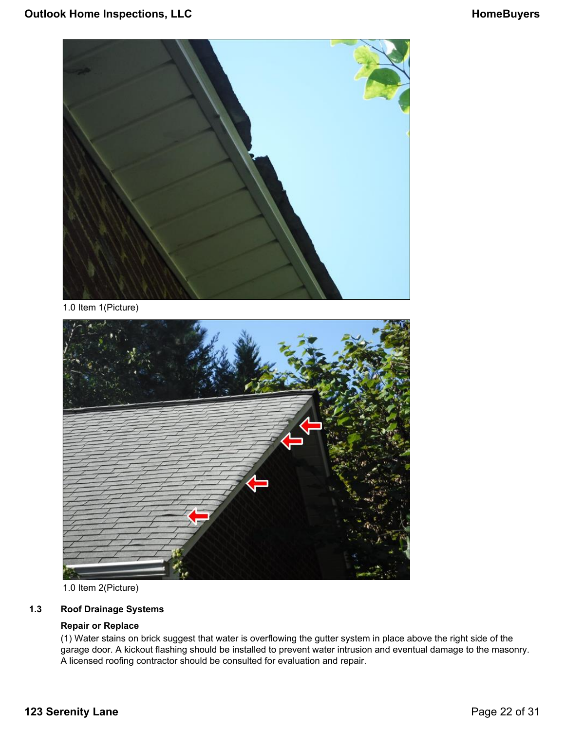1.0 Item 1(Picture)

1.0 Item 2(Picture)

### 1.3 Roof Drainage Systems

**Repair or Replace**

(1) Water stains on brick suggest that water is overflowing the gutter system in place above the right side of the garage door. A kickout flashing should be installed to prevent water intrusion and eventual damage to the masonry. A licensed roofing contractor should be consulted for evaluation and repair.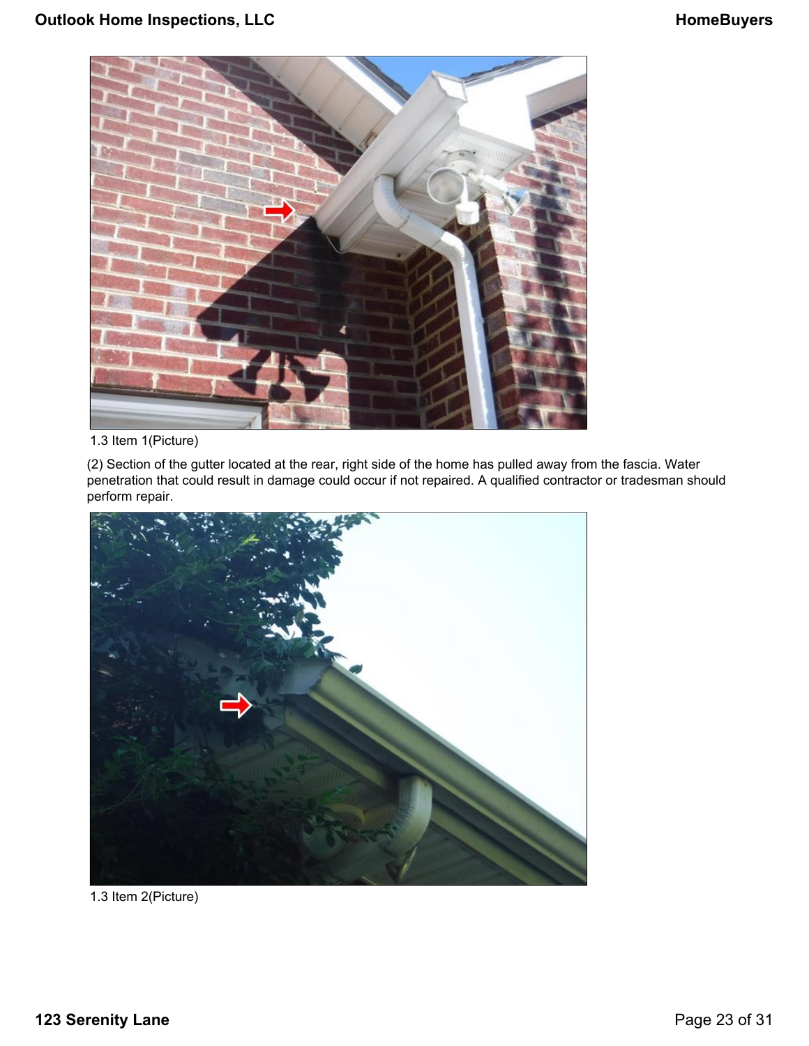1.3 Item 1(Picture)

(2) Section of the gutter located at the rear, right side of the home has pulled away from the fascia. Water penetration that could result in damage could occur if not repaired. A qualified contractor or tradesman should perform repair.

1.3 Item 2(Picture)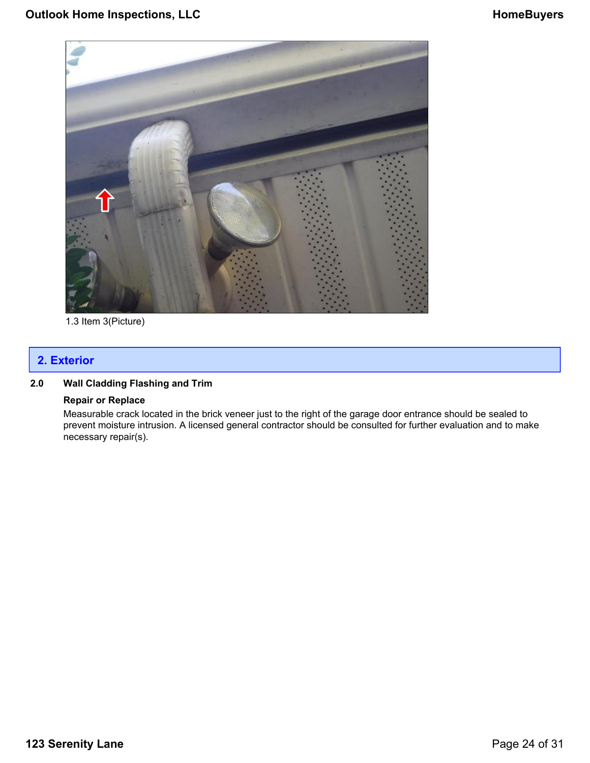1.3 Item 3(Picture)

## 2. Exterior

**2.0 Wall Cladding Flashing and Trim**

**Repair or Replace**

Measurable crack located in the brick veneer just to the right of the garage door entrance should be sealed to prevent moisture intrusion. A licensed general contractor should be consulted for further evaluation and to make necessary repair(s).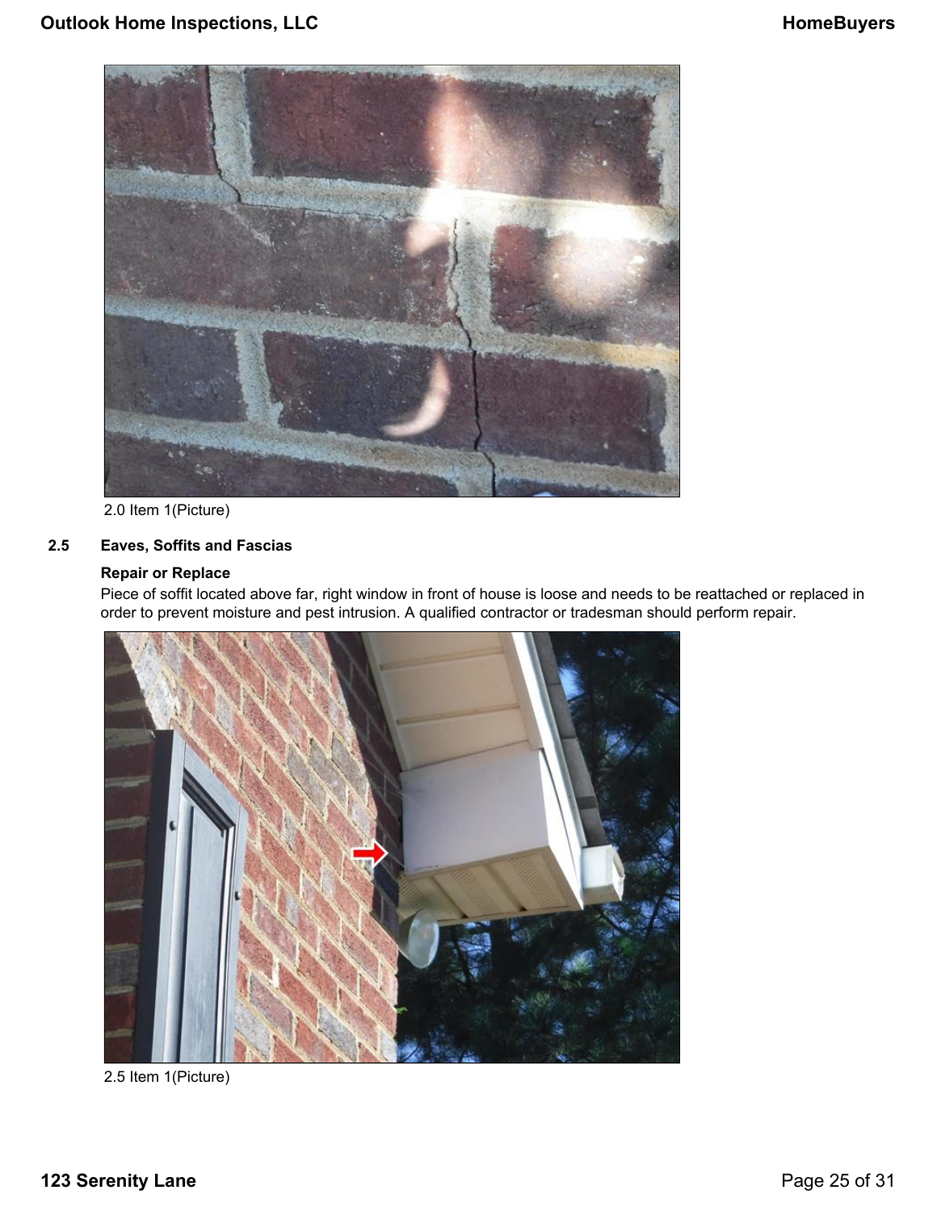2.0 Item 1(Picture)

### 2.5 Eaves, Soffits and Fascias

**Repair or Replace**

Piece of soffit located above far, right window in front of house is loose and needs to be reattached or replaced in order to prevent moisture and pest intrusion. A qualified contractor or tradesman should perform repair.

2.5 Item 1(Picture)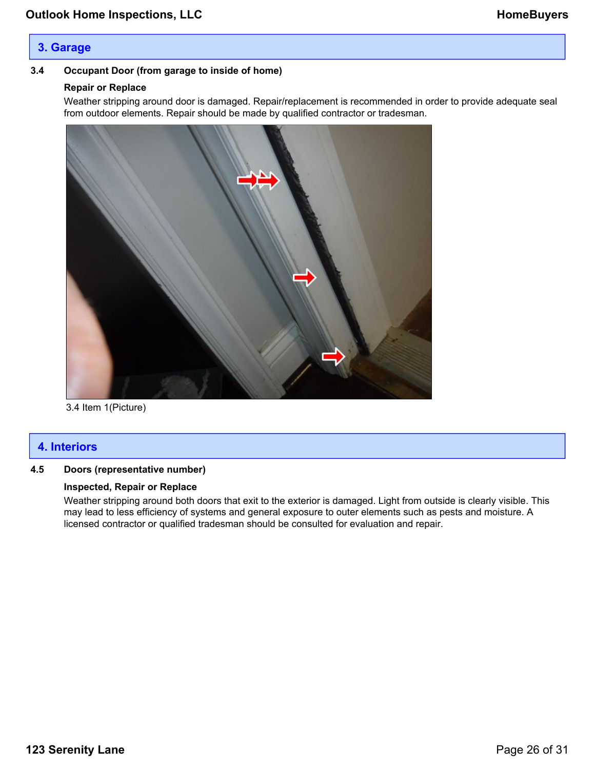## 3. Garage

### 3.4 Occupant Door (from garage to inside of home)

**Repair or Replace**

Weather stripping around door is damaged. Repair/replacement is recommended in order to provide adequate seal from outdoor elements. Repair should be made by qualified contractor or tradesman.

3.4 Item 1(Picture)

## 4. Interiors

### 4.5 Doors (representative number)

**Inspected, Repair or Replace**

Weather stripping around both doors that exit to the exterior is damaged. Light from outside is clearly visible. This may lead to less efficiency of systems and general exposure to outer elements such as pests and moisture. A licensed contractor or qualified tradesman should be consulted for evaluation and repair.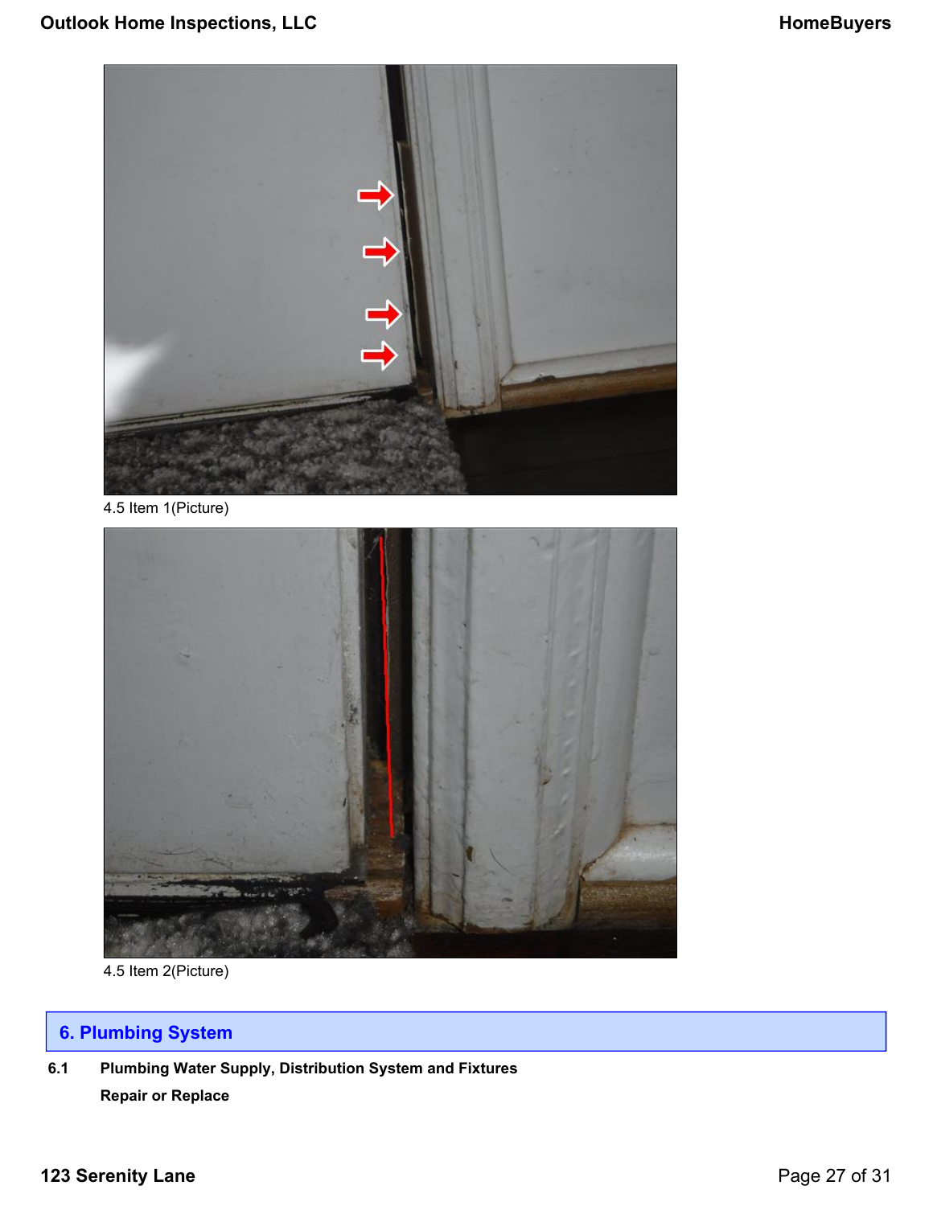4.5 Item 1(Picture)

4.5 Item 2(Picture)

## 6. Plumbing System

**6.1 Plumbing Water Supply, Distribution System and Fixtures**

**Repair or Replace**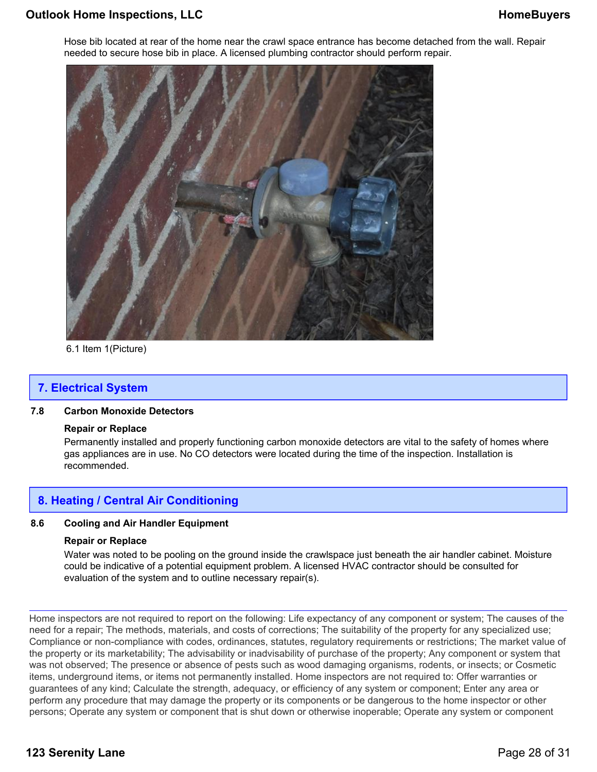Hose bib located at rear of the home near the crawl space entrance has become detached from the wall. Repair needed to secure hose bib in place. A licensed plumbing contractor should perform repair.

6.1 Item 1(Picture)

## 7. Electrical System

**7.8 Carbon Monoxide Detectors**

**Repair or Replace**

Permanently installed and properly functioning carbon monoxide detectors are vital to the safety of homes where gas appliances are in use. No CO detectors were located during the time of the inspection. Installation is recommended.

## 8. Heating / Central Air Conditioning

**8.6 Cooling and Air Handler Equipment**

**Repair or Replace**

Water was noted to be pooling on the ground inside the crawlspace just beneath the air handler cabinet. Moisture could be indicative of a potential equipment problem. A licensed HVAC contractor should be consulted for evaluation of the system and to outline necessary repair(s).

---

Home inspectors are not required to report on the following: Life expectancy of any component or system; The causes of the need for a repair; The methods, materials, and costs of corrections; The suitability of the property for any specialized use; Compliance or non-compliance with codes, ordinances, statutes, regulatory requirements or restrictions; The market value of the property or its marketability; The advisability or inadvisability of purchase of the property; Any component or system that was not observed; The presence or absence of pests such as wood damaging organisms, rodents, or insects; or Cosmetic items, underground items, or items not permanently installed. Home inspectors are not required to: Offer warranties or guarantees of any kind; Calculate the strength, adequacy, or efficiency of any system or component; Enter any area or perform any procedure that may damage the property or its components or be dangerous to the home inspector or other persons; Operate any system or component that is shut down or otherwise inoperable; Operate any system or component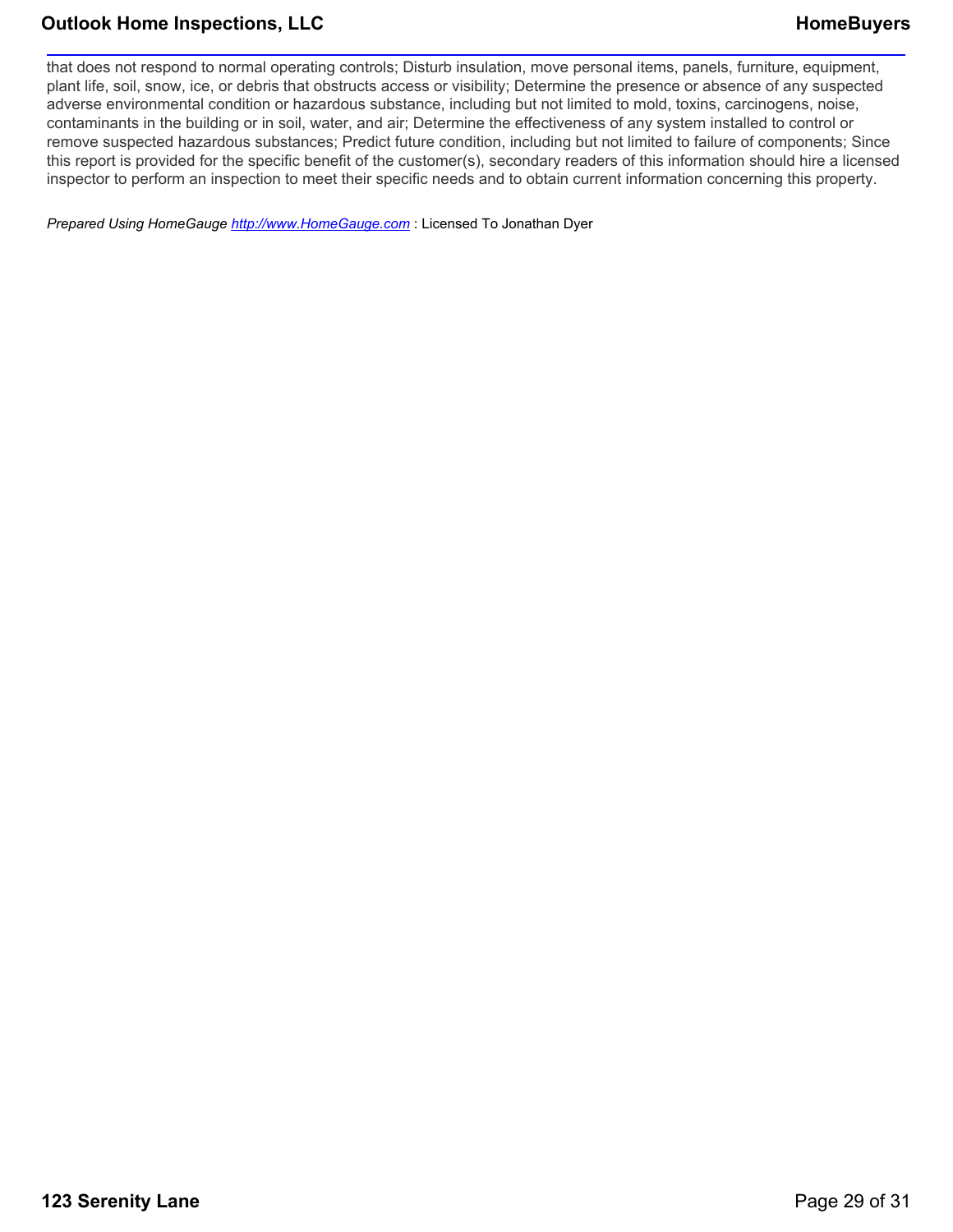that does not respond to normal operating controls; Disturb insulation, move personal items, panels, furniture, equipment, plant life, soil, snow, ice, or debris that obstructs access or visibility; Determine the presence or absence of any suspected adverse environmental condition or hazardous substance, including but not limited to mold, toxins, carcinogens, noise, contaminants in the building or in soil, water, and air; Determine the effectiveness of any system installed to control or remove suspected hazardous substances; Predict future condition, including but not limited to failure of components; Since this report is provided for the specific benefit of the customer(s), secondary readers of this information should hire a licensed inspector to perform an inspection to meet their specific needs and to obtain current information concerning this property.

*Prepared Using HomeGauge [http://www.HomeGauge.com](http://www.HomeGauge.com)* : Licensed To Jonathan Dyer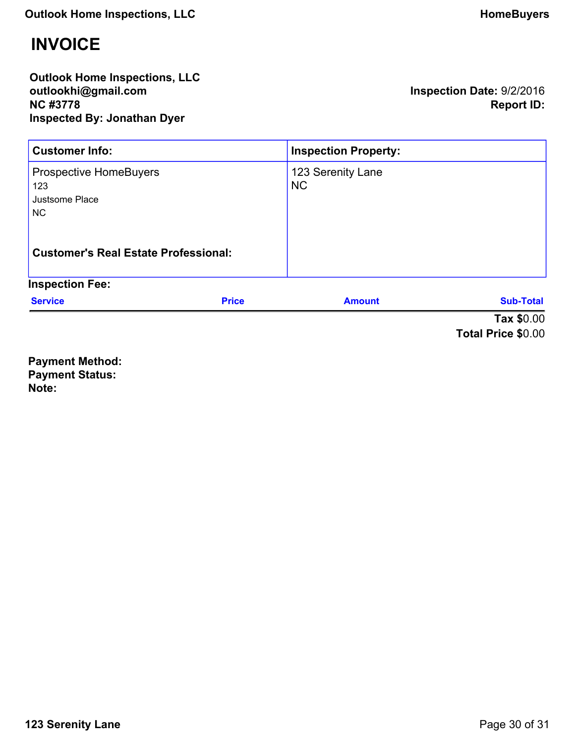# INVOICE

**Outlook Home Inspections, LLC**
**outlookhi@gmail.com**
**NC #3778**
**Inspected By: Jonathan Dyer**

**Inspection Date:** 9/2/2016
**Report ID:**

| Customer Info: | Inspection Property: |
| --- | --- |
| Prospective HomeBuyers<br>123<br>Justsome Place<br>NC<br><br>**Customer's Real Estate Professional:** | 123 Serenity Lane<br>NC |

**Inspection Fee:**

| Service | Price | Amount | Sub-Total |
| --- | --- | --- | --- |

**Tax** $0.00
**Total Price** $0.00

**Payment Method:**
**Payment Status:**
**Note:**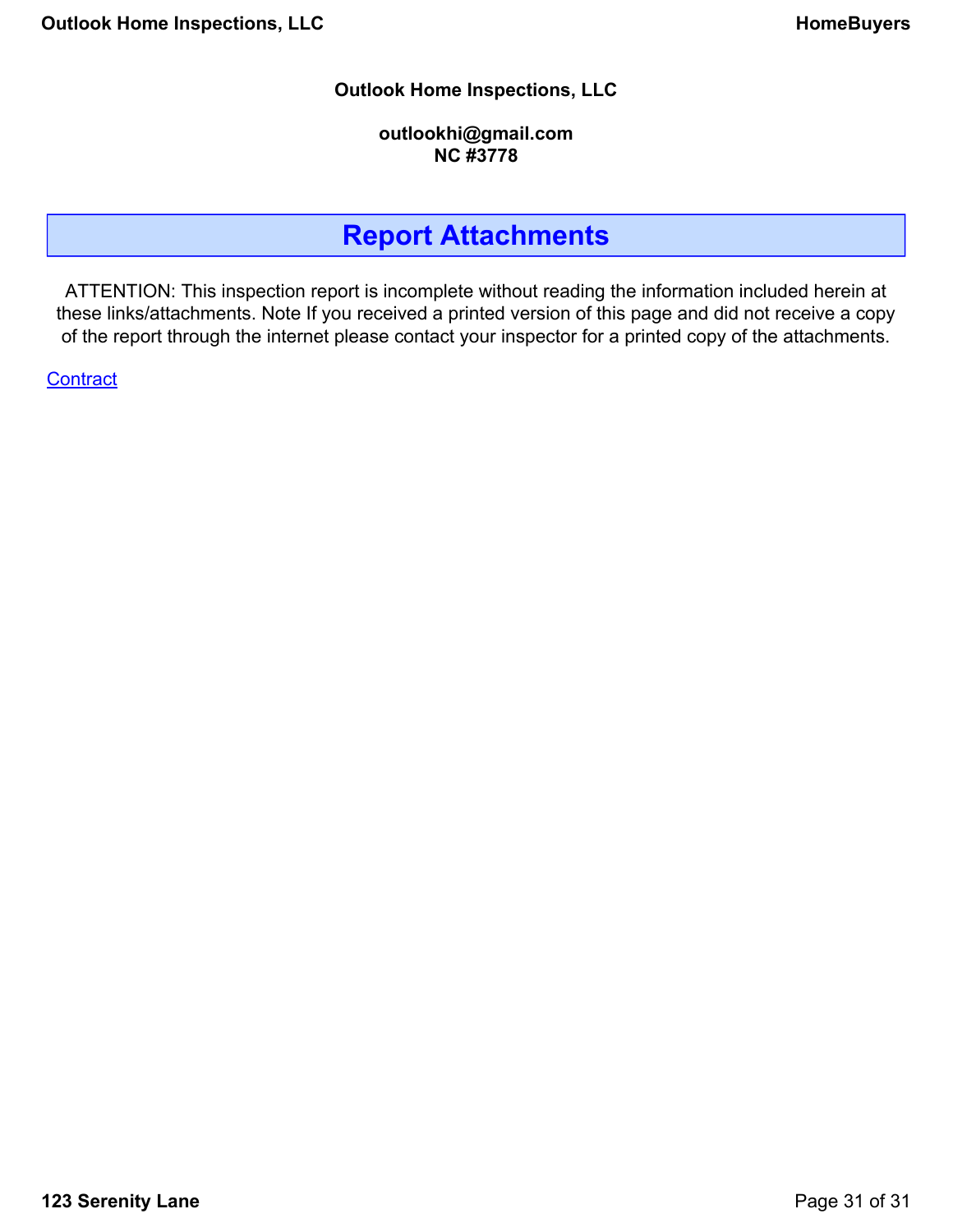**Outlook Home Inspections, LLC**

**outlookhi@gmail.com**
**NC #3778**

# Report Attachments

ATTENTION: This inspection report is incomplete without reading the information included herein at these links/attachments. Note If you received a printed version of this page and did not receive a copy of the report through the internet please contact your inspector for a printed copy of the attachments.

Contract